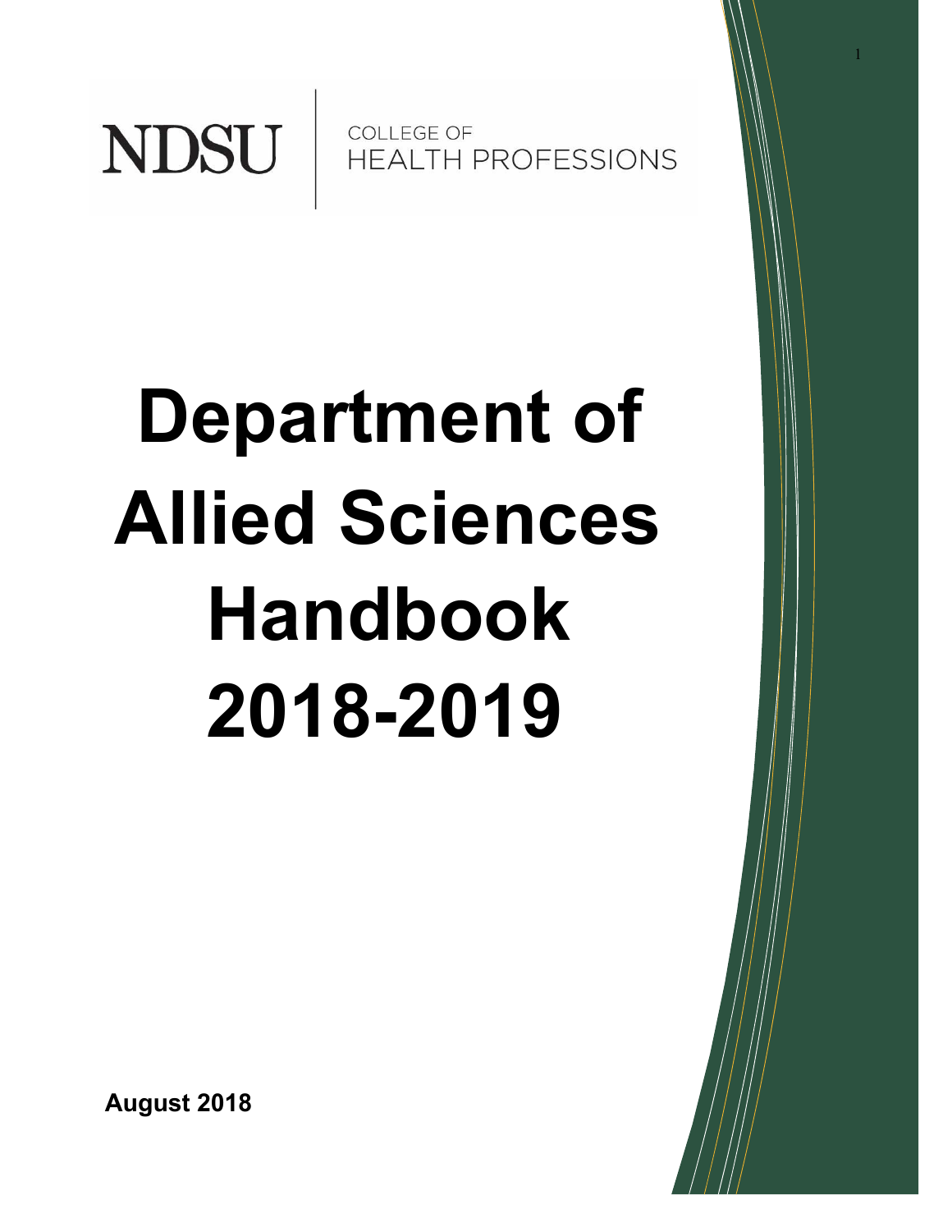NDSU | COLLEGE OF HEALTH PROFESSIONS

# Department of Allied Sciences Handbook 2018-2019

**August 2018**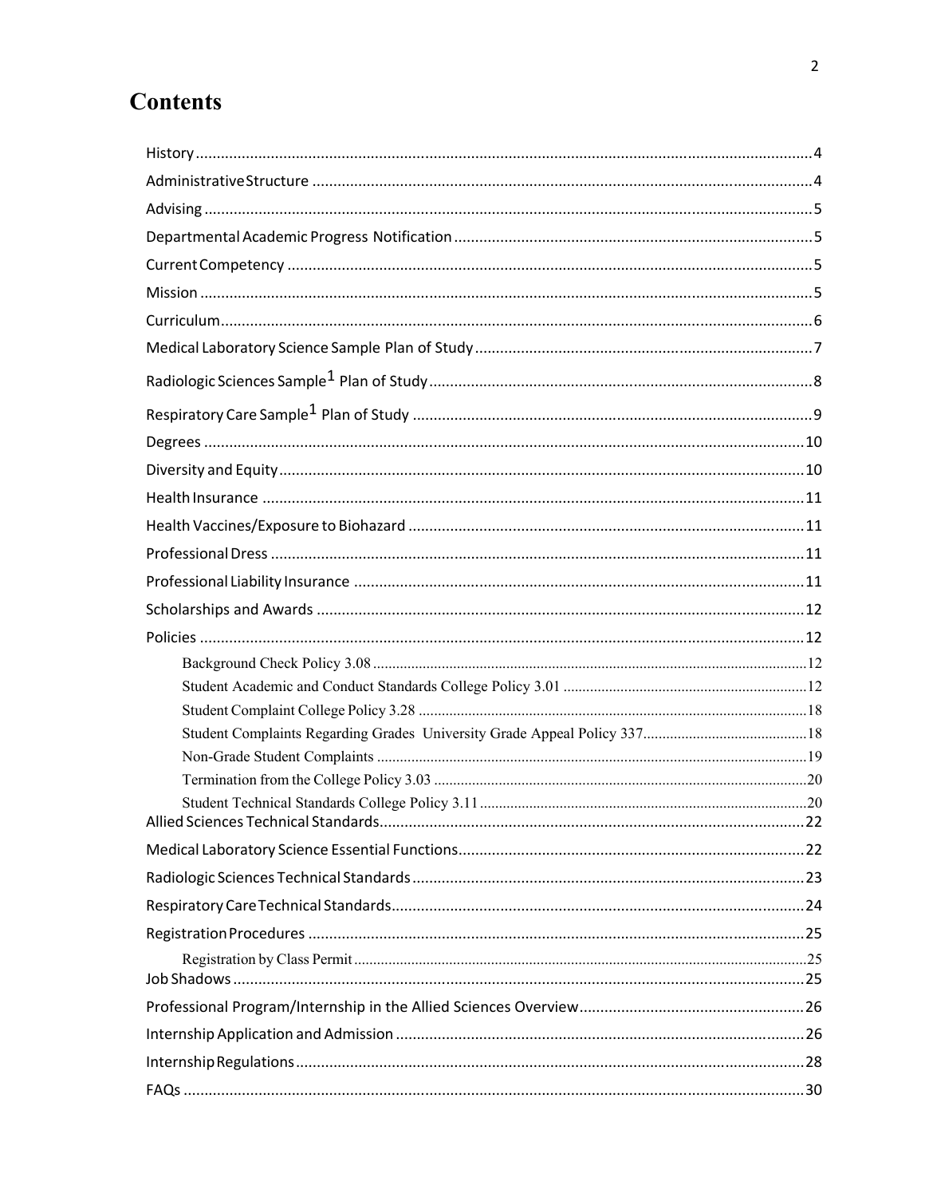# Contents

History .......... 4
Administrative Structure .......... 4
Advising .......... 5
Departmental Academic Progress Notification .......... 5
Current Competency .......... 5
Mission .......... 5
Curriculum .......... 6
Medical Laboratory Science Sample Plan of Study .......... 7
Radiologic Sciences Sample[1] Plan of Study .......... 8
Respiratory Care Sample[1] Plan of Study .......... 9
Degrees .......... 10
Diversity and Equity .......... 10
Health Insurance .......... 11
Health Vaccines/Exposure to Biohazard .......... 11
Professional Dress .......... 11
Professional Liability Insurance .......... 11
Scholarships and Awards .......... 12
Policies .......... 12
- Background Check Policy 3.08 .......... 12
- Student Academic and Conduct Standards College Policy 3.01 .......... 12
- Student Complaint College Policy 3.28 .......... 18
- Student Complaints Regarding Grades University Grade Appeal Policy 337 .......... 18
- Non-Grade Student Complaints .......... 19
- Termination from the College Policy 3.03 .......... 20
- Student Technical Standards College Policy 3.11 .......... 20

Allied Sciences Technical Standards .......... 22
Medical Laboratory Science Essential Functions .......... 22
Radiologic Sciences Technical Standards .......... 23
Respiratory Care Technical Standards .......... 24
Registration Procedures .......... 25
- Registration by Class Permit .......... 25

Job Shadows .......... 25
Professional Program/Internship in the Allied Sciences Overview .......... 26
Internship Application and Admission .......... 26
Internship Regulations .......... 28
FAQs .......... 30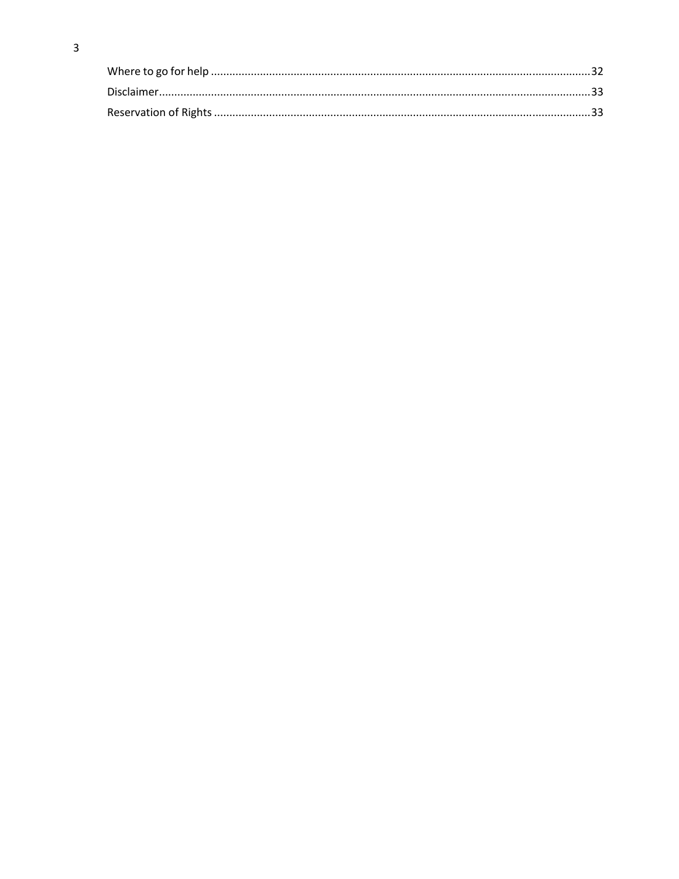Where to go for help ........................................................................................................................32
Disclaimer.........................................................................................................................................33
Reservation of Rights .......................................................................................................................33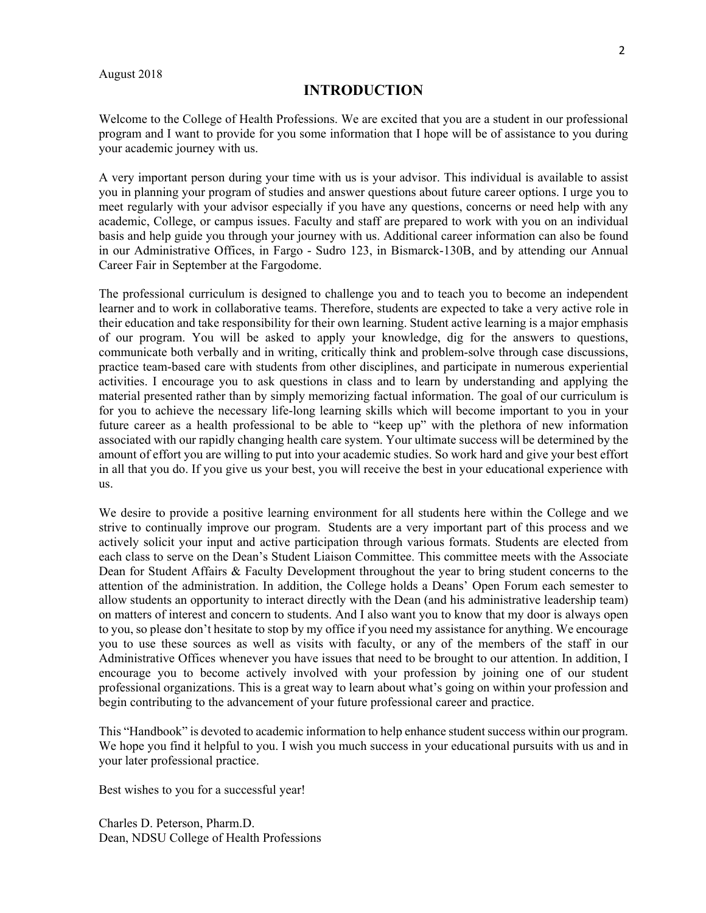August 2018

# INTRODUCTION

Welcome to the College of Health Professions. We are excited that you are a student in our professional program and I want to provide for you some information that I hope will be of assistance to you during your academic journey with us.

A very important person during your time with us is your advisor. This individual is available to assist you in planning your program of studies and answer questions about future career options. I urge you to meet regularly with your advisor especially if you have any questions, concerns or need help with any academic, College, or campus issues. Faculty and staff are prepared to work with you on an individual basis and help guide you through your journey with us. Additional career information can also be found in our Administrative Offices, in Fargo - Sudro 123, in Bismarck-130B, and by attending our Annual Career Fair in September at the Fargodome.

The professional curriculum is designed to challenge you and to teach you to become an independent learner and to work in collaborative teams. Therefore, students are expected to take a very active role in their education and take responsibility for their own learning. Student active learning is a major emphasis of our program. You will be asked to apply your knowledge, dig for the answers to questions, communicate both verbally and in writing, critically think and problem-solve through case discussions, practice team-based care with students from other disciplines, and participate in numerous experiential activities. I encourage you to ask questions in class and to learn by understanding and applying the material presented rather than by simply memorizing factual information. The goal of our curriculum is for you to achieve the necessary life-long learning skills which will become important to you in your future career as a health professional to be able to "keep up" with the plethora of new information associated with our rapidly changing health care system. Your ultimate success will be determined by the amount of effort you are willing to put into your academic studies. So work hard and give your best effort in all that you do. If you give us your best, you will receive the best in your educational experience with us.

We desire to provide a positive learning environment for all students here within the College and we strive to continually improve our program. Students are a very important part of this process and we actively solicit your input and active participation through various formats. Students are elected from each class to serve on the Dean's Student Liaison Committee. This committee meets with the Associate Dean for Student Affairs & Faculty Development throughout the year to bring student concerns to the attention of the administration. In addition, the College holds a Deans' Open Forum each semester to allow students an opportunity to interact directly with the Dean (and his administrative leadership team) on matters of interest and concern to students. And I also want you to know that my door is always open to you, so please don't hesitate to stop by my office if you need my assistance for anything. We encourage you to use these sources as well as visits with faculty, or any of the members of the staff in our Administrative Offices whenever you have issues that need to be brought to our attention. In addition, I encourage you to become actively involved with your profession by joining one of our student professional organizations. This is a great way to learn about what's going on within your profession and begin contributing to the advancement of your future professional career and practice.

This "Handbook" is devoted to academic information to help enhance student success within our program. We hope you find it helpful to you. I wish you much success in your educational pursuits with us and in your later professional practice.

Best wishes to you for a successful year!

Charles D. Peterson, Pharm.D.
Dean, NDSU College of Health Professions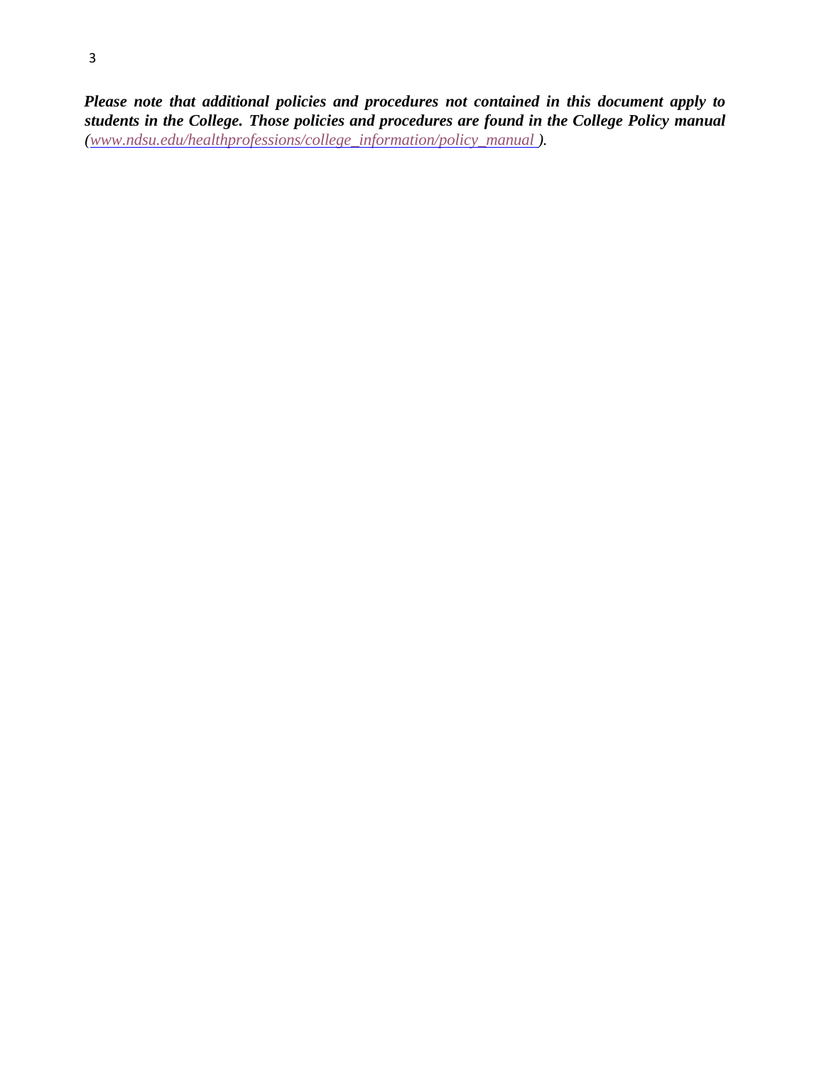***Please note that additional policies and procedures not contained in this document apply to students in the College. Those policies and procedures are found in the College Policy manual (www.ndsu.edu/healthprofessions/college_information/policy_manual ).***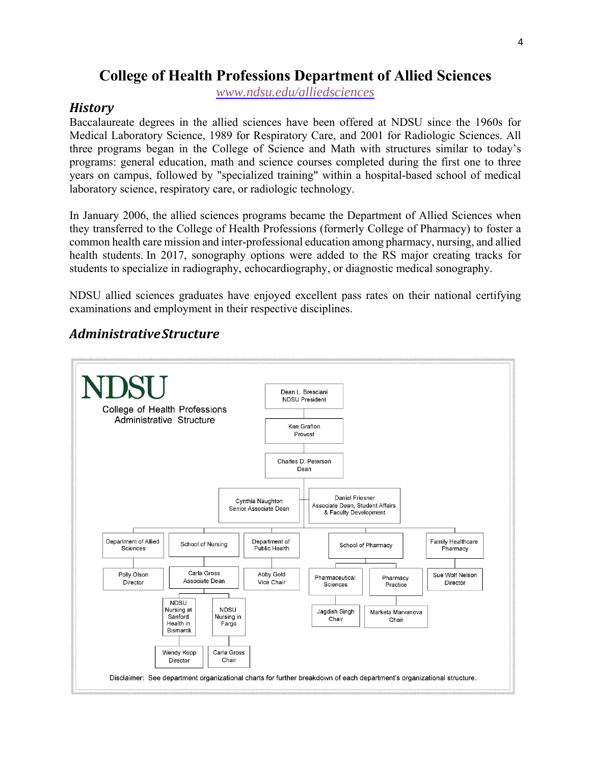# College of Health Professions Department of Allied Sciences

*www.ndsu.edu/alliedsciences*

## *History*

Baccalaureate degrees in the allied sciences have been offered at NDSU since the 1960s for Medical Laboratory Science, 1989 for Respiratory Care, and 2001 for Radiologic Sciences. All three programs began in the College of Science and Math with structures similar to today's programs: general education, math and science courses completed during the first one to three years on campus, followed by "specialized training" within a hospital-based school of medical laboratory science, respiratory care, or radiologic technology.

In January 2006, the allied sciences programs became the Department of Allied Sciences when they transferred to the College of Health Professions (formerly College of Pharmacy) to foster a common health care mission and inter-professional education among pharmacy, nursing, and allied health students. In 2017, sonography options were added to the RS major creating tracks for students to specialize in radiography, echocardiography, or diagnostic medical sonography.

NDSU allied sciences graduates have enjoyed excellent pass rates on their national certifying examinations and employment in their respective disciplines.

## *Administrative Structure*

NDSU

College of Health Professions Administrative Structure

- Dean L. Bresciani, NDSU President
  - Ken Grafton, Provost
    - Charles D. Peterson, Dean
      - Cynthia Naughton, Senior Associate Dean
      - Daniel Friesner, Associate Dean, Student Affairs & Faculty Development
      - Department of Allied Sciences
        - Polly Olson, Director
      - School of Nursing
        - Carla Gross, Associate Dean
          - NDSU Nursing at Sanford Health in Bismarck
            - Wendy Kopp, Director
          - NDSU Nursing in Fargo
            - Carla Gross, Chair
      - Department of Public Health
        - Abby Gold, Vice Chair
      - School of Pharmacy
        - Pharmaceutical Sciences
          - Jagdish Singh, Chair
        - Pharmacy Practice
          - Marketa Marvanova, Chair
      - Family Healthcare Pharmacy
        - Sue Wolf Nelson, Director

Disclaimer: See department organizational charts for further breakdown of each department's organizational structure.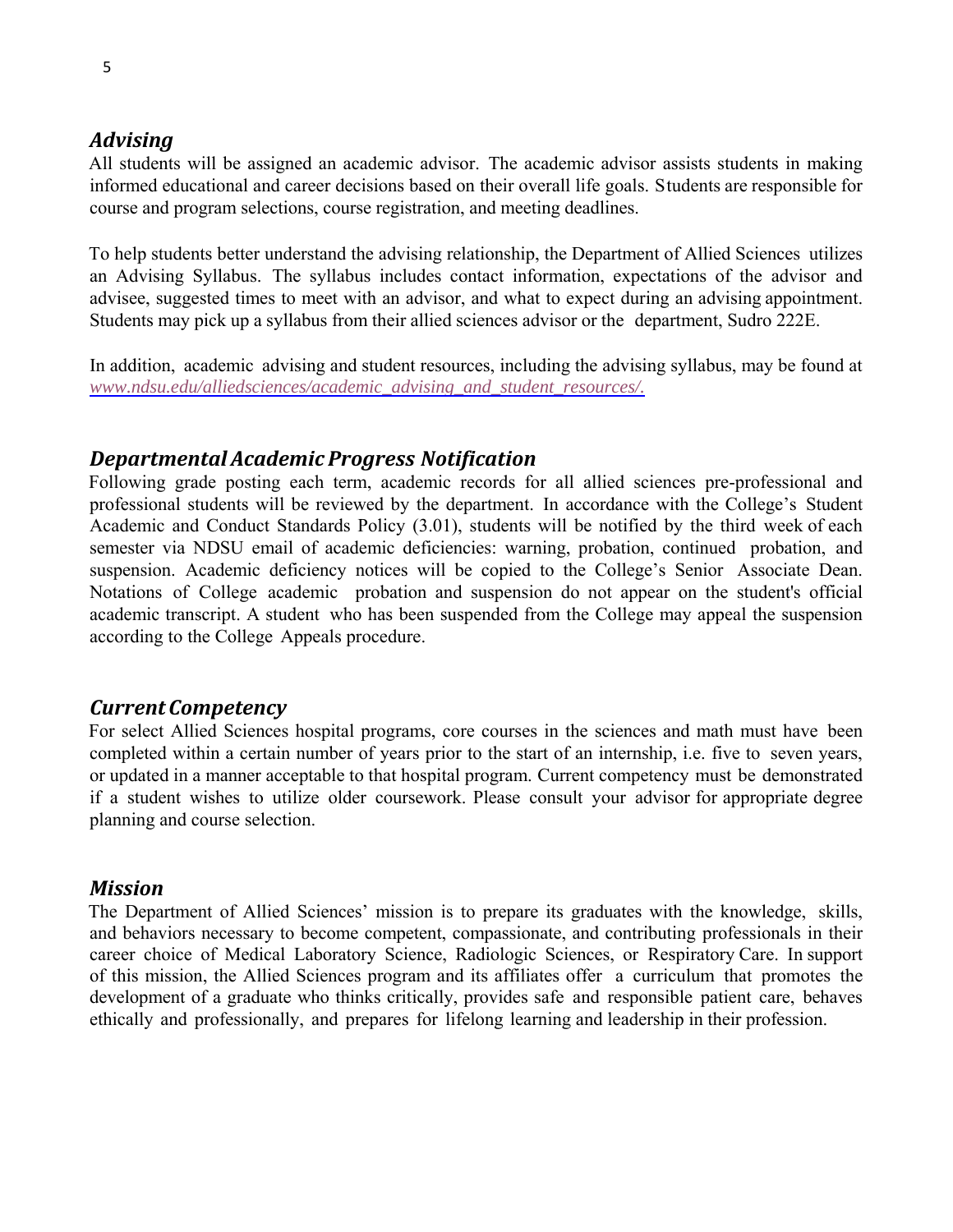## *Advising*

All students will be assigned an academic advisor. The academic advisor assists students in making informed educational and career decisions based on their overall life goals. Students are responsible for course and program selections, course registration, and meeting deadlines.

To help students better understand the advising relationship, the Department of Allied Sciences utilizes an Advising Syllabus. The syllabus includes contact information, expectations of the advisor and advisee, suggested times to meet with an advisor, and what to expect during an advising appointment. Students may pick up a syllabus from their allied sciences advisor or the department, Sudro 222E.

In addition, academic advising and student resources, including the advising syllabus, may be found at *www.ndsu.edu/alliedsciences/academic_advising_and_student_resources/.*

## *Departmental Academic Progress Notification*

Following grade posting each term, academic records for all allied sciences pre-professional and professional students will be reviewed by the department. In accordance with the College's Student Academic and Conduct Standards Policy (3.01), students will be notified by the third week of each semester via NDSU email of academic deficiencies: warning, probation, continued probation, and suspension. Academic deficiency notices will be copied to the College's Senior Associate Dean. Notations of College academic probation and suspension do not appear on the student's official academic transcript. A student who has been suspended from the College may appeal the suspension according to the College Appeals procedure.

## *Current Competency*

For select Allied Sciences hospital programs, core courses in the sciences and math must have been completed within a certain number of years prior to the start of an internship, i.e. five to seven years, or updated in a manner acceptable to that hospital program. Current competency must be demonstrated if a student wishes to utilize older coursework. Please consult your advisor for appropriate degree planning and course selection.

## *Mission*

The Department of Allied Sciences' mission is to prepare its graduates with the knowledge, skills, and behaviors necessary to become competent, compassionate, and contributing professionals in their career choice of Medical Laboratory Science, Radiologic Sciences, or Respiratory Care. In support of this mission, the Allied Sciences program and its affiliates offer a curriculum that promotes the development of a graduate who thinks critically, provides safe and responsible patient care, behaves ethically and professionally, and prepares for lifelong learning and leadership in their profession.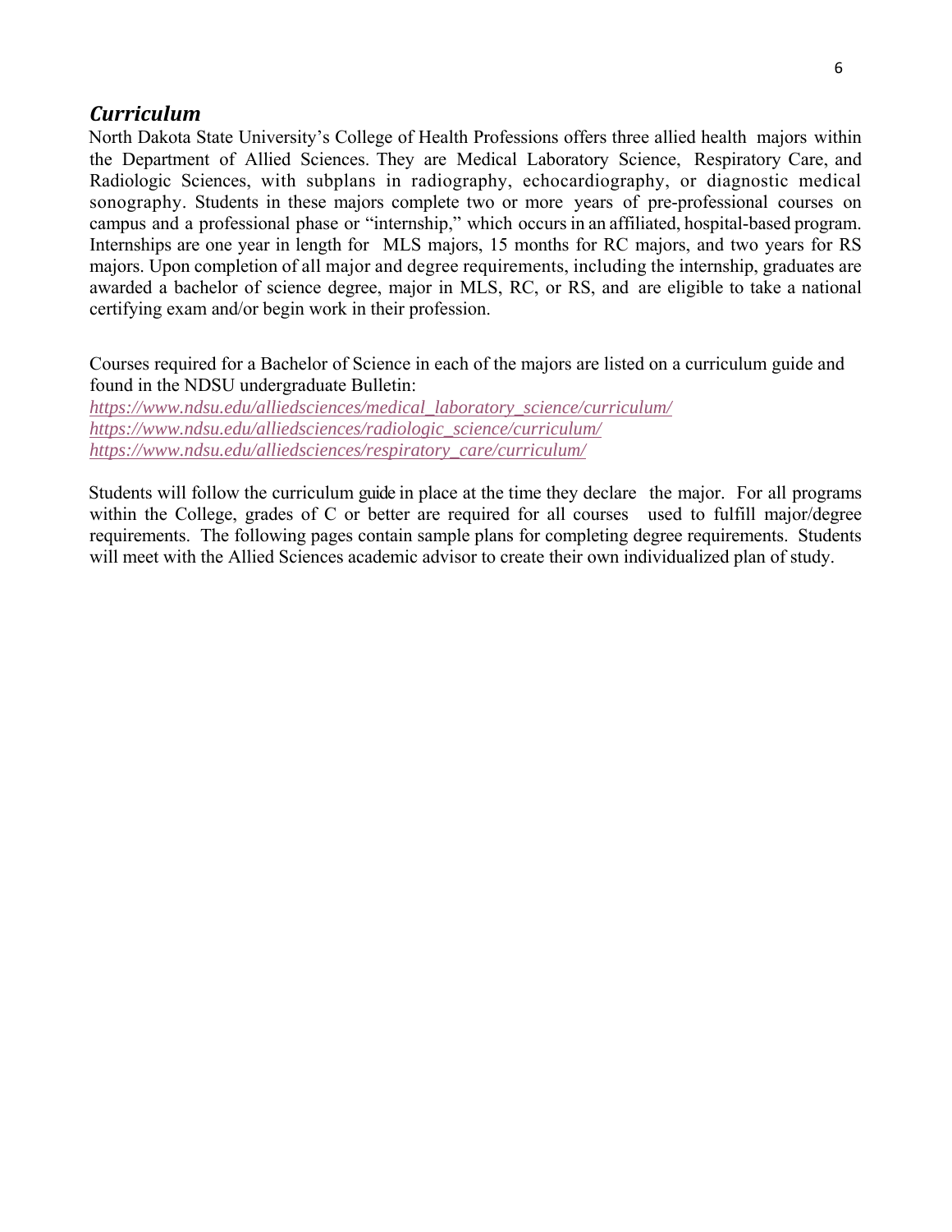## *Curriculum*

North Dakota State University's College of Health Professions offers three allied health majors within the Department of Allied Sciences. They are Medical Laboratory Science, Respiratory Care, and Radiologic Sciences, with subplans in radiography, echocardiography, or diagnostic medical sonography. Students in these majors complete two or more years of pre-professional courses on campus and a professional phase or "internship," which occurs in an affiliated, hospital-based program. Internships are one year in length for MLS majors, 15 months for RC majors, and two years for RS majors. Upon completion of all major and degree requirements, including the internship, graduates are awarded a bachelor of science degree, major in MLS, RC, or RS, and are eligible to take a national certifying exam and/or begin work in their profession.

Courses required for a Bachelor of Science in each of the majors are listed on a curriculum guide and found in the NDSU undergraduate Bulletin:
*https://www.ndsu.edu/alliedsciences/medical_laboratory_science/curriculum/*
*https://www.ndsu.edu/alliedsciences/radiologic_science/curriculum/*
*https://www.ndsu.edu/alliedsciences/respiratory_care/curriculum/*

Students will follow the curriculum guide in place at the time they declare the major. For all programs within the College, grades of C or better are required for all courses used to fulfill major/degree requirements. The following pages contain sample plans for completing degree requirements. Students will meet with the Allied Sciences academic advisor to create their own individualized plan of study.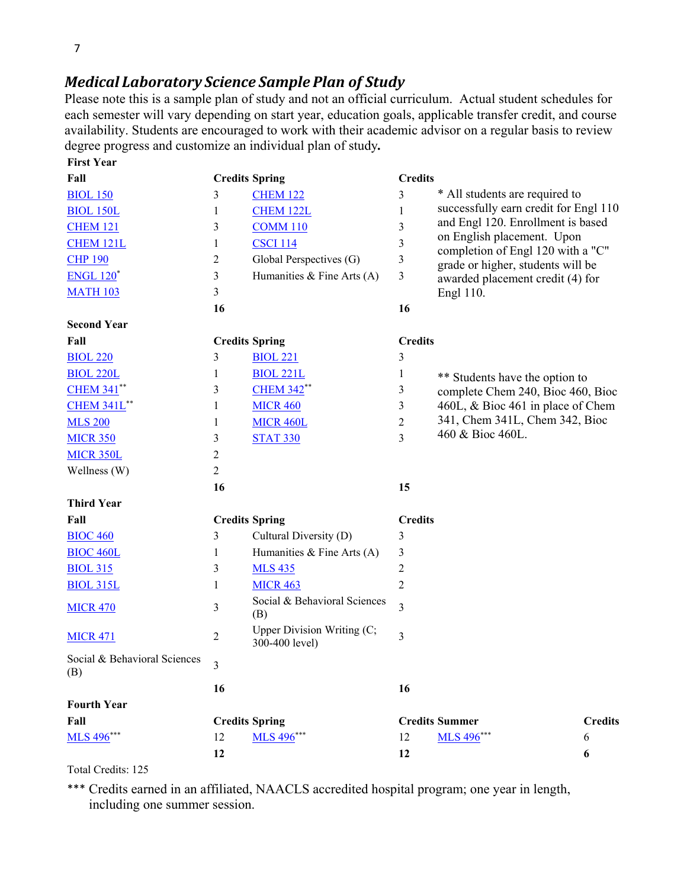## *Medical Laboratory Science Sample Plan of Study*

Please note this is a sample plan of study and not an official curriculum. Actual student schedules for each semester will vary depending on start year, education goals, applicable transfer credit, and course availability. Students are encouraged to work with their academic advisor on a regular basis to review degree progress and customize an individual plan of study**.**

**First Year**

| Fall | Credits | Spring | Credits |
|---|---|---|---|
| BIOL 150 | 3 | CHEM 122 | 3 |
| BIOL 150L | 1 | CHEM 122L | 1 |
| CHEM 121 | 3 | COMM 110 | 3 |
| CHEM 121L | 1 | CSCI 114 | 3 |
| CHP 190 | 2 | Global Perspectives (G) | 3 |
| ENGL 120* | 3 | Humanities & Fine Arts (A) | 3 |
| MATH 103 | 3 | | |
| | **16** | | **16** |

\* All students are required to successfully earn credit for Engl 110 and Engl 120. Enrollment is based on English placement. Upon completion of Engl 120 with a "C" grade or higher, students will be awarded placement credit (4) for Engl 110.

**Second Year**

| Fall | Credits | Spring | Credits |
|---|---|---|---|
| BIOL 220 | 3 | BIOL 221 | 3 |
| BIOL 220L | 1 | BIOL 221L | 1 |
| CHEM 341** | 3 | CHEM 342** | 3 |
| CHEM 341L** | 1 | MICR 460 | 3 |
| MLS 200 | 1 | MICR 460L | 2 |
| MICR 350 | 3 | STAT 330 | 3 |
| MICR 350L | 2 | | |
| Wellness (W) | 2 | | |
| | **16** | | **15** |

\*\* Students have the option to complete Chem 240, Bioc 460, Bioc 460L, & Bioc 461 in place of Chem 341, Chem 341L, Chem 342, Bioc 460 & Bioc 460L.

**Third Year**

| Fall | Credits | Spring | Credits |
|---|---|---|---|
| BIOC 460 | 3 | Cultural Diversity (D) | 3 |
| BIOC 460L | 1 | Humanities & Fine Arts (A) | 3 |
| BIOL 315 | 3 | MLS 435 | 2 |
| BIOL 315L | 1 | MICR 463 | 2 |
| MICR 470 | 3 | Social & Behavioral Sciences (B) | 3 |
| MICR 471 | 2 | Upper Division Writing (C; 300-400 level) | 3 |
| Social & Behavioral Sciences (B) | 3 | | |
| | **16** | | **16** |

**Fourth Year**

| Fall | Credits | Spring | Credits | Summer | Credits |
|---|---|---|---|---|---|
| MLS 496*** | 12 | MLS 496*** | 12 | MLS 496*** | 6 |
| | **12** | | **12** | | **6** |

Total Credits: 125

\*\*\* Credits earned in an affiliated, NAACLS accredited hospital program; one year in length, including one summer session.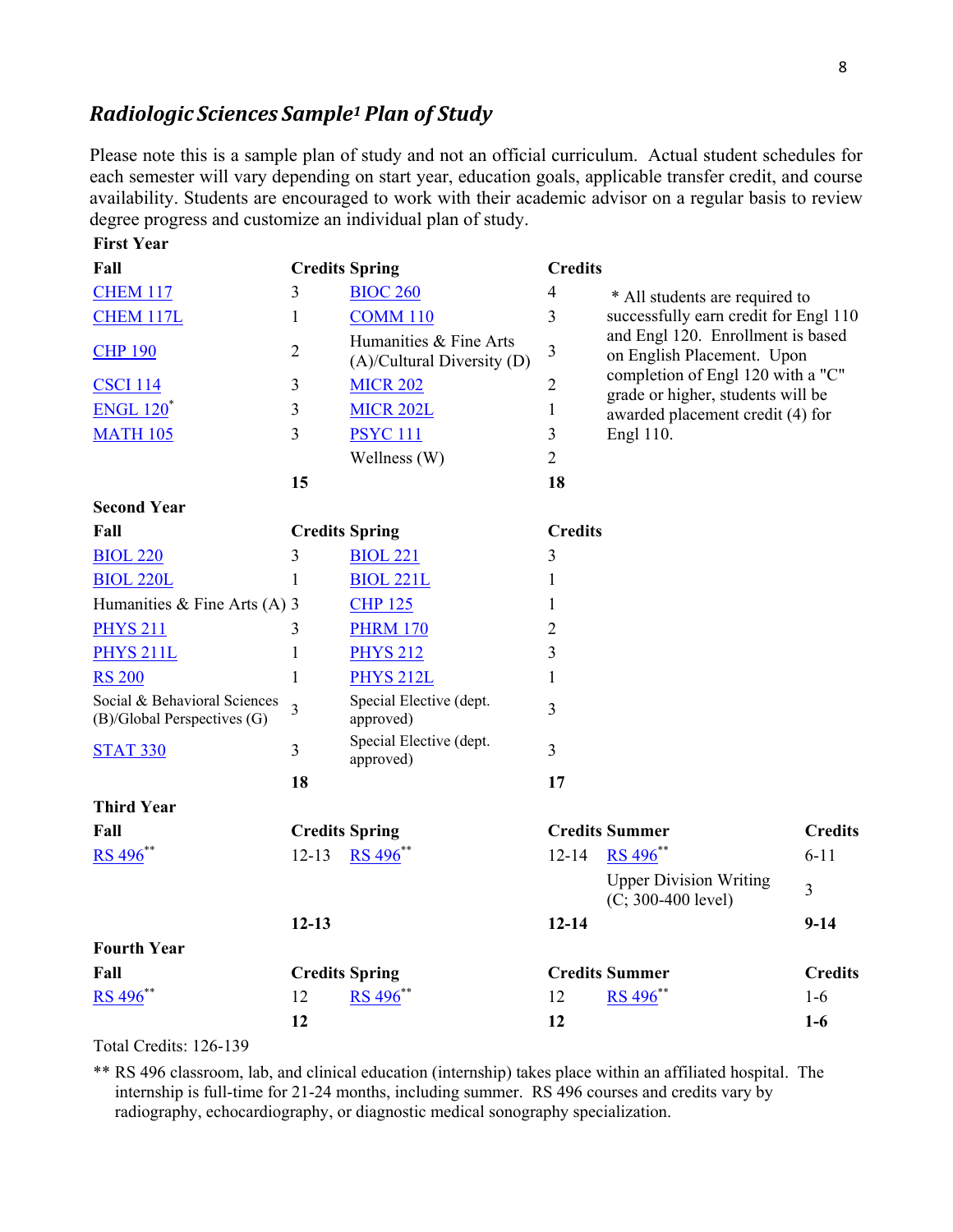## *Radiologic Sciences Sample[1] Plan of Study*

Please note this is a sample plan of study and not an official curriculum. Actual student schedules for each semester will vary depending on start year, education goals, applicable transfer credit, and course availability. Students are encouraged to work with their academic advisor on a regular basis to review degree progress and customize an individual plan of study.

**First Year**

| Fall | Credits | Spring | Credits |
|---|---|---|---|
| CHEM 117 | 3 | BIOC 260 | 4 |
| CHEM 117L | 1 | COMM 110 | 3 |
| CHP 190 | 2 | Humanities & Fine Arts (A)/Cultural Diversity (D) | 3 |
| CSCI 114 | 3 | MICR 202 | 2 |
| ENGL 120* | 3 | MICR 202L | 1 |
| MATH 105 | 3 | PSYC 111 | 3 |
| | | Wellness (W) | 2 |
| | **15** | | **18** |

\* All students are required to successfully earn credit for Engl 110 and Engl 120. Enrollment is based on English Placement. Upon completion of Engl 120 with a "C" grade or higher, students will be awarded placement credit (4) for Engl 110.

**Second Year**

| Fall | Credits | Spring | Credits |
|---|---|---|---|
| BIOL 220 | 3 | BIOL 221 | 3 |
| BIOL 220L | 1 | BIOL 221L | 1 |
| Humanities & Fine Arts (A) | 3 | CHP 125 | 1 |
| PHYS 211 | 3 | PHRM 170 | 2 |
| PHYS 211L | 1 | PHYS 212 | 3 |
| RS 200 | 1 | PHYS 212L | 1 |
| Social & Behavioral Sciences (B)/Global Perspectives (G) | 3 | Special Elective (dept. approved) | 3 |
| STAT 330 | 3 | Special Elective (dept. approved) | 3 |
| | **18** | | **17** |

**Third Year**

| Fall | Credits | Spring | Credits | Summer | Credits |
|---|---|---|---|---|---|
| RS 496** | 12-13 | RS 496** | 12-14 | RS 496** | 6-11 |
| | | | | Upper Division Writing (C; 300-400 level) | 3 |
| | **12-13** | | **12-14** | | **9-14** |

**Fourth Year**

| Fall | Credits | Spring | Credits | Summer | Credits |
|---|---|---|---|---|---|
| RS 496** | 12 | RS 496** | 12 | RS 496** | 1-6 |
| | **12** | | **12** | | **1-6** |

Total Credits: 126-139

\*\* RS 496 classroom, lab, and clinical education (internship) takes place within an affiliated hospital. The internship is full-time for 21-24 months, including summer. RS 496 courses and credits vary by radiography, echocardiography, or diagnostic medical sonography specialization.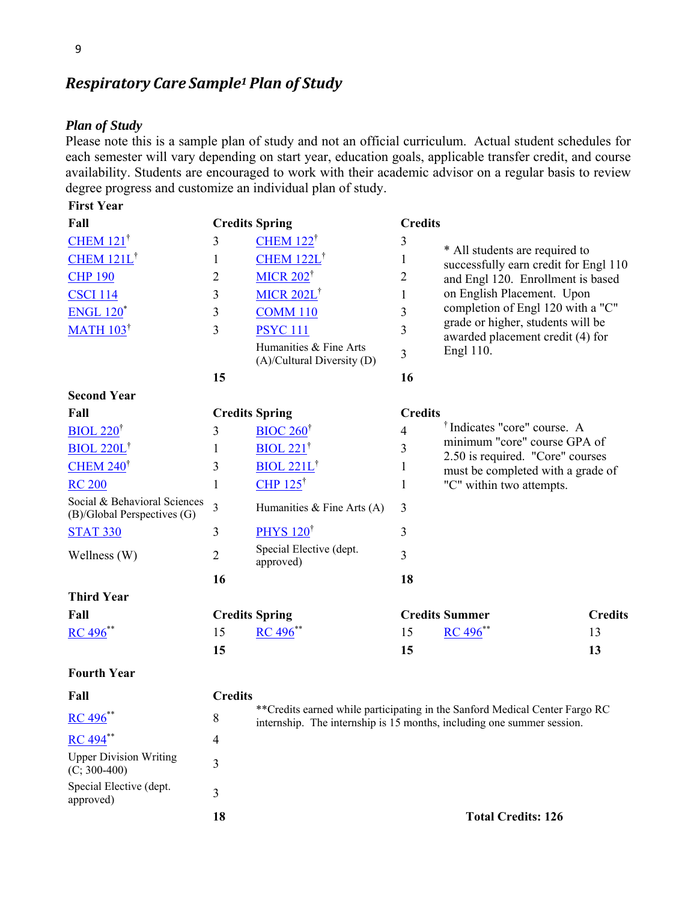## *Respiratory Care Sample[1] Plan of Study*

### *Plan of Study*

Please note this is a sample plan of study and not an official curriculum. Actual student schedules for each semester will vary depending on start year, education goals, applicable transfer credit, and course availability. Students are encouraged to work with their academic advisor on a regular basis to review degree progress and customize an individual plan of study.

**First Year**

| Fall | Credits | Spring | Credits |
|---|---|---|---|
| CHEM 121† | 3 | CHEM 122† | 3 |
| CHEM 121L† | 1 | CHEM 122L† | 1 |
| CHP 190 | 2 | MICR 202† | 2 |
| CSCI 114 | 3 | MICR 202L† | 1 |
| ENGL 120* | 3 | COMM 110 | 3 |
| MATH 103† | 3 | PSYC 111 | 3 |
| | | Humanities & Fine Arts (A)/Cultural Diversity (D) | 3 |
| | **15** | | **16** |

\* All students are required to successfully earn credit for Engl 110 and Engl 120. Enrollment is based on English Placement. Upon completion of Engl 120 with a "C" grade or higher, students will be awarded placement credit (4) for Engl 110.

**Second Year**

| Fall | Credits | Spring | Credits |
|---|---|---|---|
| BIOL 220† | 3 | BIOC 260† | 4 |
| BIOL 220L† | 1 | BIOL 221† | 3 |
| CHEM 240† | 3 | BIOL 221L† | 1 |
| RC 200 | 1 | CHP 125† | 1 |
| Social & Behavioral Sciences (B)/Global Perspectives (G) | 3 | Humanities & Fine Arts (A) | 3 |
| STAT 330 | 3 | PHYS 120† | 3 |
| Wellness (W) | 2 | Special Elective (dept. approved) | 3 |
| | **16** | | **18** |

† Indicates "core" course. A minimum "core" course GPA of 2.50 is required. "Core" courses must be completed with a grade of "C" within two attempts.

**Third Year**

| Fall | Credits | Spring | Credits | Summer | Credits |
|---|---|---|---|---|---|
| RC 496** | 15 | RC 496** | 15 | RC 496** | 13 |
| | **15** | | **15** | | **13** |

**Fourth Year**

| Fall | Credits |
|---|---|
| RC 496** | 8 |
| RC 494** | 4 |
| Upper Division Writing (C; 300-400) | 3 |
| Special Elective (dept. approved) | 3 |
| | **18** |

\*\*Credits earned while participating in the Sanford Medical Center Fargo RC internship. The internship is 15 months, including one summer session.

**Total Credits: 126**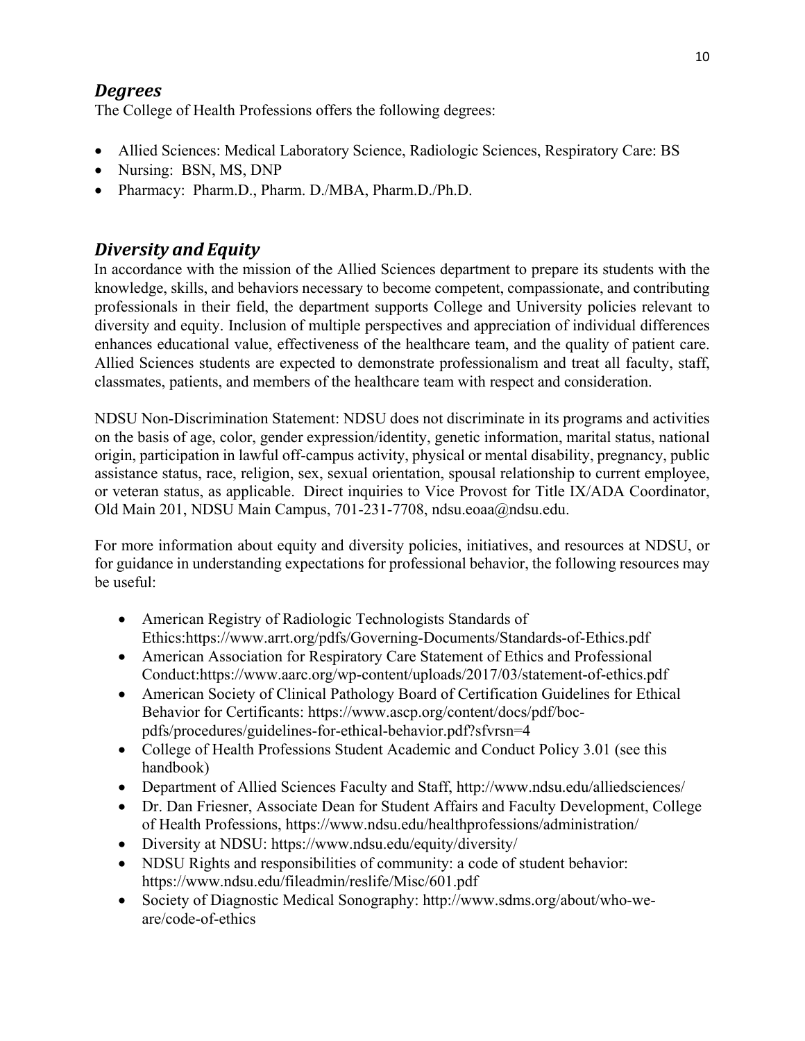## *Degrees*

The College of Health Professions offers the following degrees:

- Allied Sciences: Medical Laboratory Science, Radiologic Sciences, Respiratory Care: BS
- Nursing: BSN, MS, DNP
- Pharmacy: Pharm.D., Pharm. D./MBA, Pharm.D./Ph.D.

## *Diversity and Equity*

In accordance with the mission of the Allied Sciences department to prepare its students with the knowledge, skills, and behaviors necessary to become competent, compassionate, and contributing professionals in their field, the department supports College and University policies relevant to diversity and equity. Inclusion of multiple perspectives and appreciation of individual differences enhances educational value, effectiveness of the healthcare team, and the quality of patient care. Allied Sciences students are expected to demonstrate professionalism and treat all faculty, staff, classmates, patients, and members of the healthcare team with respect and consideration.

NDSU Non-Discrimination Statement: NDSU does not discriminate in its programs and activities on the basis of age, color, gender expression/identity, genetic information, marital status, national origin, participation in lawful off-campus activity, physical or mental disability, pregnancy, public assistance status, race, religion, sex, sexual orientation, spousal relationship to current employee, or veteran status, as applicable. Direct inquiries to Vice Provost for Title IX/ADA Coordinator, Old Main 201, NDSU Main Campus, 701-231-7708, ndsu.eoaa@ndsu.edu.

For more information about equity and diversity policies, initiatives, and resources at NDSU, or for guidance in understanding expectations for professional behavior, the following resources may be useful:

- American Registry of Radiologic Technologists Standards of Ethics:https://www.arrt.org/pdfs/Governing-Documents/Standards-of-Ethics.pdf
- American Association for Respiratory Care Statement of Ethics and Professional Conduct:https://www.aarc.org/wp-content/uploads/2017/03/statement-of-ethics.pdf
- American Society of Clinical Pathology Board of Certification Guidelines for Ethical Behavior for Certificants: https://www.ascp.org/content/docs/pdf/boc-pdfs/procedures/guidelines-for-ethical-behavior.pdf?sfvrsn=4
- College of Health Professions Student Academic and Conduct Policy 3.01 (see this handbook)
- Department of Allied Sciences Faculty and Staff, http://www.ndsu.edu/alliedsciences/
- Dr. Dan Friesner, Associate Dean for Student Affairs and Faculty Development, College of Health Professions, https://www.ndsu.edu/healthprofessions/administration/
- Diversity at NDSU: https://www.ndsu.edu/equity/diversity/
- NDSU Rights and responsibilities of community: a code of student behavior: https://www.ndsu.edu/fileadmin/reslife/Misc/601.pdf
- Society of Diagnostic Medical Sonography: http://www.sdms.org/about/who-we-are/code-of-ethics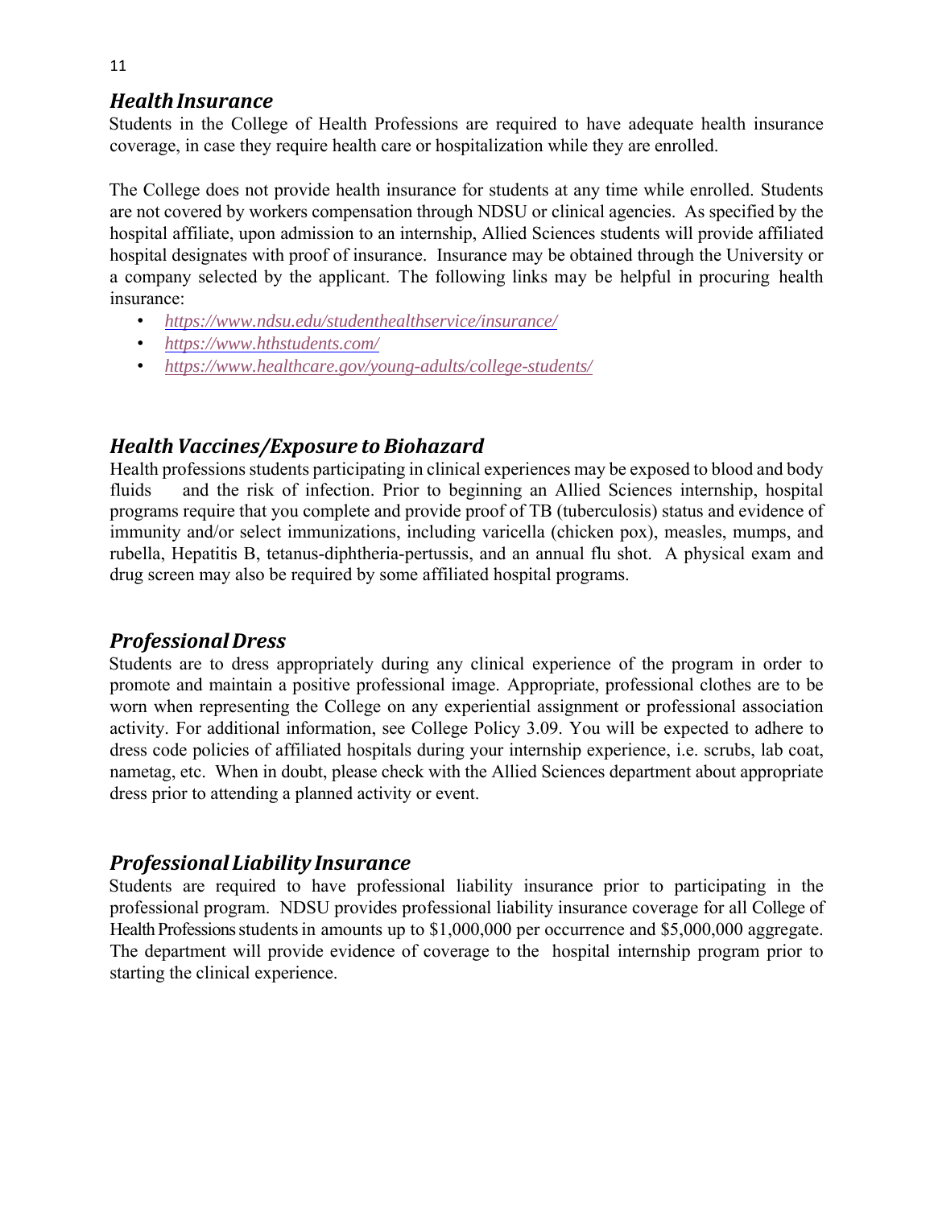## *Health Insurance*

Students in the College of Health Professions are required to have adequate health insurance coverage, in case they require health care or hospitalization while they are enrolled.

The College does not provide health insurance for students at any time while enrolled. Students are not covered by workers compensation through NDSU or clinical agencies. As specified by the hospital affiliate, upon admission to an internship, Allied Sciences students will provide affiliated hospital designates with proof of insurance. Insurance may be obtained through the University or a company selected by the applicant. The following links may be helpful in procuring health insurance:

- *https://www.ndsu.edu/studenthealthservice/insurance/*
- *https://www.hthstudents.com/*
- *https://www.healthcare.gov/young-adults/college-students/*

## *Health Vaccines/Exposure to Biohazard*

Health professions students participating in clinical experiences may be exposed to blood and body fluids and the risk of infection. Prior to beginning an Allied Sciences internship, hospital programs require that you complete and provide proof of TB (tuberculosis) status and evidence of immunity and/or select immunizations, including varicella (chicken pox), measles, mumps, and rubella, Hepatitis B, tetanus-diphtheria-pertussis, and an annual flu shot. A physical exam and drug screen may also be required by some affiliated hospital programs.

## *Professional Dress*

Students are to dress appropriately during any clinical experience of the program in order to promote and maintain a positive professional image. Appropriate, professional clothes are to be worn when representing the College on any experiential assignment or professional association activity. For additional information, see College Policy 3.09. You will be expected to adhere to dress code policies of affiliated hospitals during your internship experience, i.e. scrubs, lab coat, nametag, etc. When in doubt, please check with the Allied Sciences department about appropriate dress prior to attending a planned activity or event.

## *Professional Liability Insurance*

Students are required to have professional liability insurance prior to participating in the professional program. NDSU provides professional liability insurance coverage for all College of Health Professions students in amounts up to $1,000,000 per occurrence and $5,000,000 aggregate. The department will provide evidence of coverage to the hospital internship program prior to starting the clinical experience.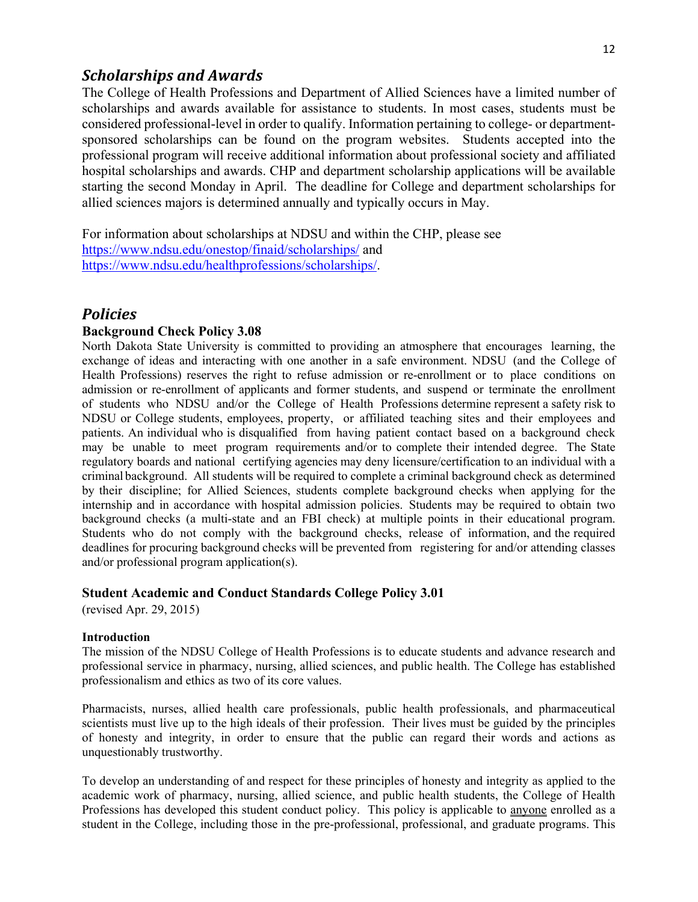## *Scholarships and Awards*

The College of Health Professions and Department of Allied Sciences have a limited number of scholarships and awards available for assistance to students. In most cases, students must be considered professional-level in order to qualify. Information pertaining to college- or department-sponsored scholarships can be found on the program websites. Students accepted into the professional program will receive additional information about professional society and affiliated hospital scholarships and awards. CHP and department scholarship applications will be available starting the second Monday in April. The deadline for College and department scholarships for allied sciences majors is determined annually and typically occurs in May.

For information about scholarships at NDSU and within the CHP, please see https://www.ndsu.edu/onestop/finaid/scholarships/ and https://www.ndsu.edu/healthprofessions/scholarships/.

## *Policies*

### Background Check Policy 3.08

North Dakota State University is committed to providing an atmosphere that encourages learning, the exchange of ideas and interacting with one another in a safe environment. NDSU (and the College of Health Professions) reserves the right to refuse admission or re-enrollment or to place conditions on admission or re-enrollment of applicants and former students, and suspend or terminate the enrollment of students who NDSU and/or the College of Health Professions determine represent a safety risk to NDSU or College students, employees, property, or affiliated teaching sites and their employees and patients. An individual who is disqualified from having patient contact based on a background check may be unable to meet program requirements and/or to complete their intended degree. The State regulatory boards and national certifying agencies may deny licensure/certification to an individual with a criminal background. All students will be required to complete a criminal background check as determined by their discipline; for Allied Sciences, students complete background checks when applying for the internship and in accordance with hospital admission policies. Students may be required to obtain two background checks (a multi-state and an FBI check) at multiple points in their educational program. Students who do not comply with the background checks, release of information, and the required deadlines for procuring background checks will be prevented from registering for and/or attending classes and/or professional program application(s).

### Student Academic and Conduct Standards College Policy 3.01

(revised Apr. 29, 2015)

#### Introduction

The mission of the NDSU College of Health Professions is to educate students and advance research and professional service in pharmacy, nursing, allied sciences, and public health. The College has established professionalism and ethics as two of its core values.

Pharmacists, nurses, allied health care professionals, public health professionals, and pharmaceutical scientists must live up to the high ideals of their profession. Their lives must be guided by the principles of honesty and integrity, in order to ensure that the public can regard their words and actions as unquestionably trustworthy.

To develop an understanding of and respect for these principles of honesty and integrity as applied to the academic work of pharmacy, nursing, allied science, and public health students, the College of Health Professions has developed this student conduct policy. This policy is applicable to <u>anyone</u> enrolled as a student in the College, including those in the pre-professional, professional, and graduate programs. This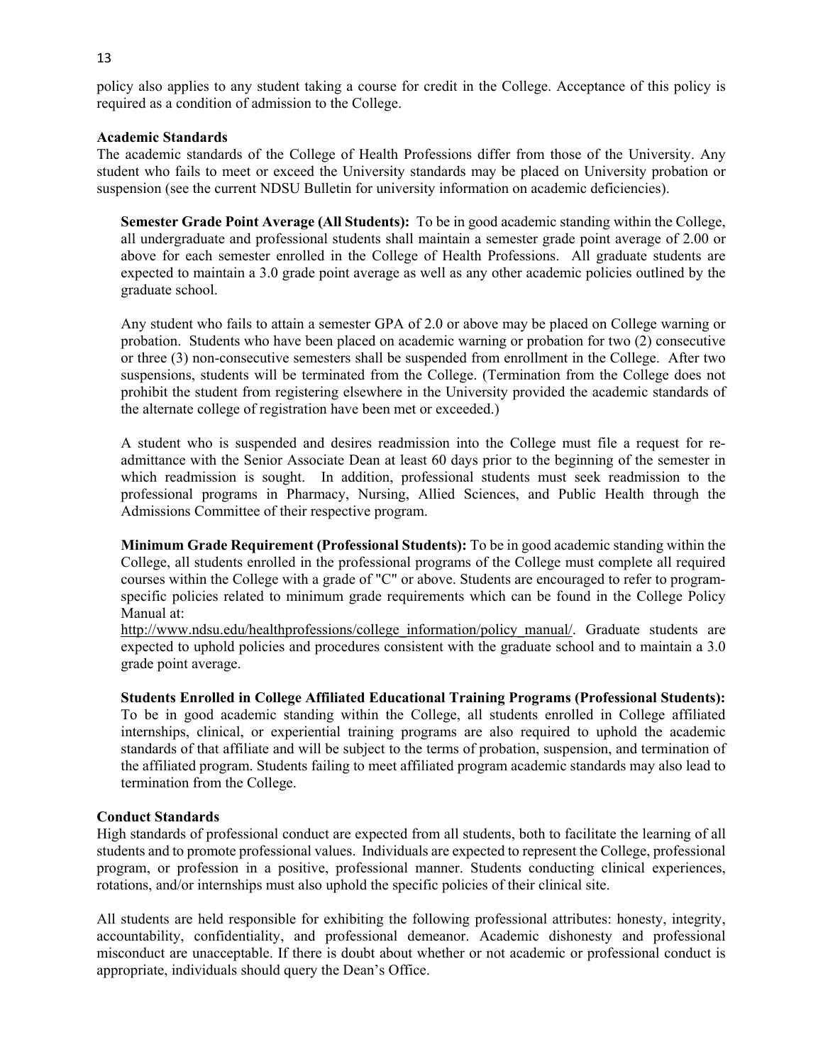policy also applies to any student taking a course for credit in the College. Acceptance of this policy is required as a condition of admission to the College.

### Academic Standards

The academic standards of the College of Health Professions differ from those of the University. Any student who fails to meet or exceed the University standards may be placed on University probation or suspension (see the current NDSU Bulletin for university information on academic deficiencies).

**Semester Grade Point Average (All Students):** To be in good academic standing within the College, all undergraduate and professional students shall maintain a semester grade point average of 2.00 or above for each semester enrolled in the College of Health Professions. All graduate students are expected to maintain a 3.0 grade point average as well as any other academic policies outlined by the graduate school.

Any student who fails to attain a semester GPA of 2.0 or above may be placed on College warning or probation. Students who have been placed on academic warning or probation for two (2) consecutive or three (3) non-consecutive semesters shall be suspended from enrollment in the College. After two suspensions, students will be terminated from the College. (Termination from the College does not prohibit the student from registering elsewhere in the University provided the academic standards of the alternate college of registration have been met or exceeded.)

A student who is suspended and desires readmission into the College must file a request for re-admittance with the Senior Associate Dean at least 60 days prior to the beginning of the semester in which readmission is sought. In addition, professional students must seek readmission to the professional programs in Pharmacy, Nursing, Allied Sciences, and Public Health through the Admissions Committee of their respective program.

**Minimum Grade Requirement (Professional Students):** To be in good academic standing within the College, all students enrolled in the professional programs of the College must complete all required courses within the College with a grade of "C" or above. Students are encouraged to refer to program-specific policies related to minimum grade requirements which can be found in the College Policy Manual at:
http://www.ndsu.edu/healthprofessions/college_information/policy_manual/. Graduate students are expected to uphold policies and procedures consistent with the graduate school and to maintain a 3.0 grade point average.

**Students Enrolled in College Affiliated Educational Training Programs (Professional Students):** To be in good academic standing within the College, all students enrolled in College affiliated internships, clinical, or experiential training programs are also required to uphold the academic standards of that affiliate and will be subject to the terms of probation, suspension, and termination of the affiliated program. Students failing to meet affiliated program academic standards may also lead to termination from the College.

### Conduct Standards

High standards of professional conduct are expected from all students, both to facilitate the learning of all students and to promote professional values. Individuals are expected to represent the College, professional program, or profession in a positive, professional manner. Students conducting clinical experiences, rotations, and/or internships must also uphold the specific policies of their clinical site.

All students are held responsible for exhibiting the following professional attributes: honesty, integrity, accountability, confidentiality, and professional demeanor. Academic dishonesty and professional misconduct are unacceptable. If there is doubt about whether or not academic or professional conduct is appropriate, individuals should query the Dean's Office.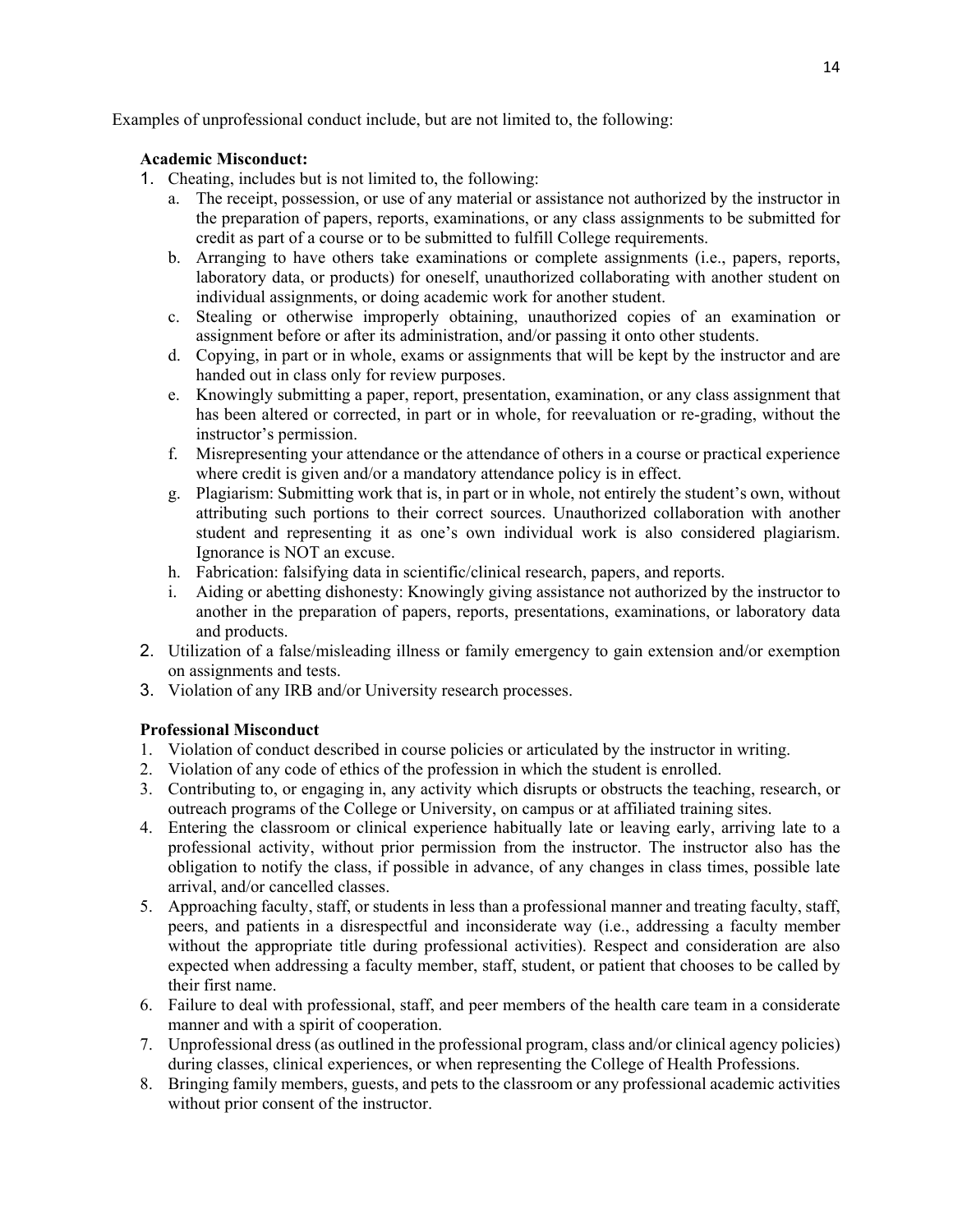Examples of unprofessional conduct include, but are not limited to, the following:

**Academic Misconduct:**

1. Cheating, includes but is not limited to, the following:
   a. The receipt, possession, or use of any material or assistance not authorized by the instructor in the preparation of papers, reports, examinations, or any class assignments to be submitted for credit as part of a course or to be submitted to fulfill College requirements.
   b. Arranging to have others take examinations or complete assignments (i.e., papers, reports, laboratory data, or products) for oneself, unauthorized collaborating with another student on individual assignments, or doing academic work for another student.
   c. Stealing or otherwise improperly obtaining, unauthorized copies of an examination or assignment before or after its administration, and/or passing it onto other students.
   d. Copying, in part or in whole, exams or assignments that will be kept by the instructor and are handed out in class only for review purposes.
   e. Knowingly submitting a paper, report, presentation, examination, or any class assignment that has been altered or corrected, in part or in whole, for reevaluation or re-grading, without the instructor's permission.
   f. Misrepresenting your attendance or the attendance of others in a course or practical experience where credit is given and/or a mandatory attendance policy is in effect.
   g. Plagiarism: Submitting work that is, in part or in whole, not entirely the student's own, without attributing such portions to their correct sources. Unauthorized collaboration with another student and representing it as one's own individual work is also considered plagiarism. Ignorance is NOT an excuse.
   h. Fabrication: falsifying data in scientific/clinical research, papers, and reports.
   i. Aiding or abetting dishonesty: Knowingly giving assistance not authorized by the instructor to another in the preparation of papers, reports, presentations, examinations, or laboratory data and products.
2. Utilization of a false/misleading illness or family emergency to gain extension and/or exemption on assignments and tests.
3. Violation of any IRB and/or University research processes.

**Professional Misconduct**

1. Violation of conduct described in course policies or articulated by the instructor in writing.
2. Violation of any code of ethics of the profession in which the student is enrolled.
3. Contributing to, or engaging in, any activity which disrupts or obstructs the teaching, research, or outreach programs of the College or University, on campus or at affiliated training sites.
4. Entering the classroom or clinical experience habitually late or leaving early, arriving late to a professional activity, without prior permission from the instructor. The instructor also has the obligation to notify the class, if possible in advance, of any changes in class times, possible late arrival, and/or cancelled classes.
5. Approaching faculty, staff, or students in less than a professional manner and treating faculty, staff, peers, and patients in a disrespectful and inconsiderate way (i.e., addressing a faculty member without the appropriate title during professional activities). Respect and consideration are also expected when addressing a faculty member, staff, student, or patient that chooses to be called by their first name.
6. Failure to deal with professional, staff, and peer members of the health care team in a considerate manner and with a spirit of cooperation.
7. Unprofessional dress (as outlined in the professional program, class and/or clinical agency policies) during classes, clinical experiences, or when representing the College of Health Professions.
8. Bringing family members, guests, and pets to the classroom or any professional academic activities without prior consent of the instructor.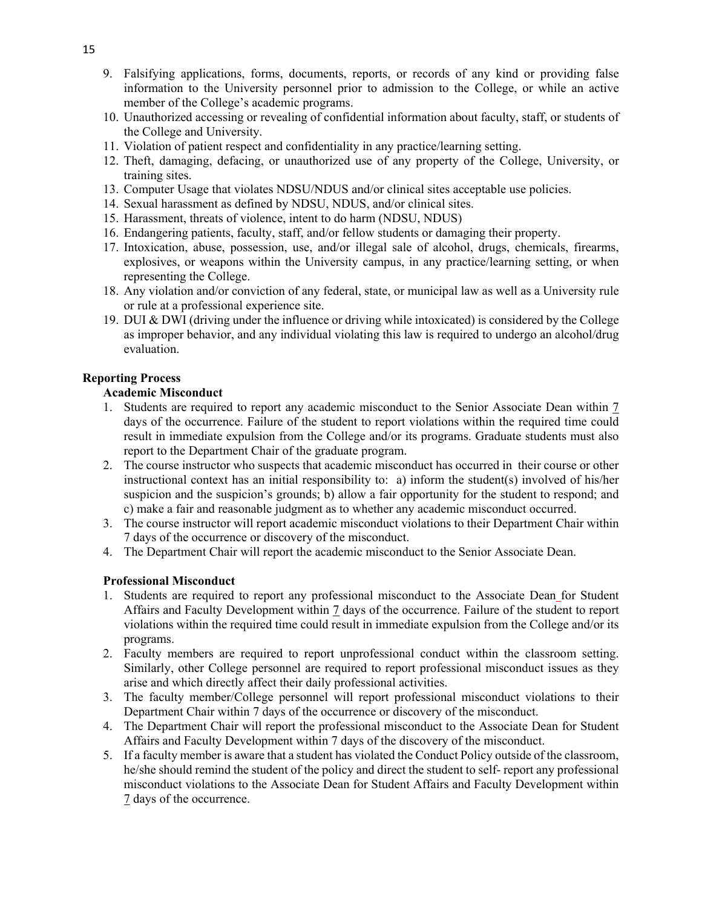9. Falsifying applications, forms, documents, reports, or records of any kind or providing false information to the University personnel prior to admission to the College, or while an active member of the College's academic programs.
10. Unauthorized accessing or revealing of confidential information about faculty, staff, or students of the College and University.
11. Violation of patient respect and confidentiality in any practice/learning setting.
12. Theft, damaging, defacing, or unauthorized use of any property of the College, University, or training sites.
13. Computer Usage that violates NDSU/NDUS and/or clinical sites acceptable use policies.
14. Sexual harassment as defined by NDSU, NDUS, and/or clinical sites.
15. Harassment, threats of violence, intent to do harm (NDSU, NDUS)
16. Endangering patients, faculty, staff, and/or fellow students or damaging their property.
17. Intoxication, abuse, possession, use, and/or illegal sale of alcohol, drugs, chemicals, firearms, explosives, or weapons within the University campus, in any practice/learning setting, or when representing the College.
18. Any violation and/or conviction of any federal, state, or municipal law as well as a University rule or rule at a professional experience site.
19. DUI & DWI (driving under the influence or driving while intoxicated) is considered by the College as improper behavior, and any individual violating this law is required to undergo an alcohol/drug evaluation.

**Reporting Process**

**Academic Misconduct**

1. Students are required to report any academic misconduct to the Senior Associate Dean within 7 days of the occurrence. Failure of the student to report violations within the required time could result in immediate expulsion from the College and/or its programs. Graduate students must also report to the Department Chair of the graduate program.
2. The course instructor who suspects that academic misconduct has occurred in their course or other instructional context has an initial responsibility to: a) inform the student(s) involved of his/her suspicion and the suspicion's grounds; b) allow a fair opportunity for the student to respond; and c) make a fair and reasonable judgment as to whether any academic misconduct occurred.
3. The course instructor will report academic misconduct violations to their Department Chair within 7 days of the occurrence or discovery of the misconduct.
4. The Department Chair will report the academic misconduct to the Senior Associate Dean.

**Professional Misconduct**

1. Students are required to report any professional misconduct to the Associate Dean for Student Affairs and Faculty Development within 7 days of the occurrence. Failure of the student to report violations within the required time could result in immediate expulsion from the College and/or its programs.
2. Faculty members are required to report unprofessional conduct within the classroom setting. Similarly, other College personnel are required to report professional misconduct issues as they arise and which directly affect their daily professional activities.
3. The faculty member/College personnel will report professional misconduct violations to their Department Chair within 7 days of the occurrence or discovery of the misconduct.
4. The Department Chair will report the professional misconduct to the Associate Dean for Student Affairs and Faculty Development within 7 days of the discovery of the misconduct.
5. If a faculty member is aware that a student has violated the Conduct Policy outside of the classroom, he/she should remind the student of the policy and direct the student to self- report any professional misconduct violations to the Associate Dean for Student Affairs and Faculty Development within 7 days of the occurrence.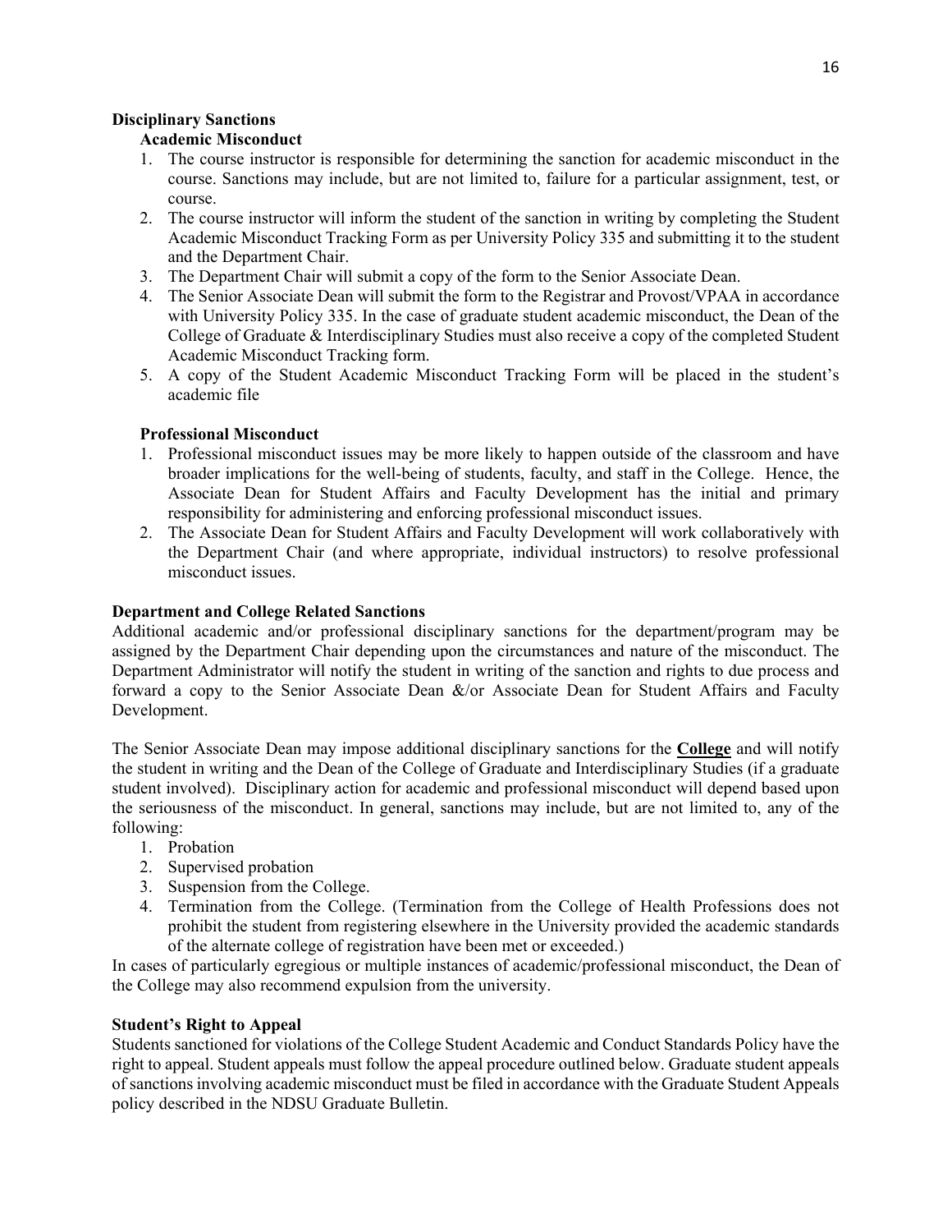### Disciplinary Sanctions

#### Academic Misconduct

1. The course instructor is responsible for determining the sanction for academic misconduct in the course. Sanctions may include, but are not limited to, failure for a particular assignment, test, or course.
2. The course instructor will inform the student of the sanction in writing by completing the Student Academic Misconduct Tracking Form as per University Policy 335 and submitting it to the student and the Department Chair.
3. The Department Chair will submit a copy of the form to the Senior Associate Dean.
4. The Senior Associate Dean will submit the form to the Registrar and Provost/VPAA in accordance with University Policy 335. In the case of graduate student academic misconduct, the Dean of the College of Graduate & Interdisciplinary Studies must also receive a copy of the completed Student Academic Misconduct Tracking form.
5. A copy of the Student Academic Misconduct Tracking Form will be placed in the student's academic file

#### Professional Misconduct

1. Professional misconduct issues may be more likely to happen outside of the classroom and have broader implications for the well-being of students, faculty, and staff in the College. Hence, the Associate Dean for Student Affairs and Faculty Development has the initial and primary responsibility for administering and enforcing professional misconduct issues.
2. The Associate Dean for Student Affairs and Faculty Development will work collaboratively with the Department Chair (and where appropriate, individual instructors) to resolve professional misconduct issues.

### Department and College Related Sanctions

Additional academic and/or professional disciplinary sanctions for the department/program may be assigned by the Department Chair depending upon the circumstances and nature of the misconduct. The Department Administrator will notify the student in writing of the sanction and rights to due process and forward a copy to the Senior Associate Dean &/or Associate Dean for Student Affairs and Faculty Development.

The Senior Associate Dean may impose additional disciplinary sanctions for the **College** and will notify the student in writing and the Dean of the College of Graduate and Interdisciplinary Studies (if a graduate student involved). Disciplinary action for academic and professional misconduct will depend based upon the seriousness of the misconduct. In general, sanctions may include, but are not limited to, any of the following:

1. Probation
2. Supervised probation
3. Suspension from the College.
4. Termination from the College. (Termination from the College of Health Professions does not prohibit the student from registering elsewhere in the University provided the academic standards of the alternate college of registration have been met or exceeded.)

In cases of particularly egregious or multiple instances of academic/professional misconduct, the Dean of the College may also recommend expulsion from the university.

### Student's Right to Appeal

Students sanctioned for violations of the College Student Academic and Conduct Standards Policy have the right to appeal. Student appeals must follow the appeal procedure outlined below. Graduate student appeals of sanctions involving academic misconduct must be filed in accordance with the Graduate Student Appeals policy described in the NDSU Graduate Bulletin.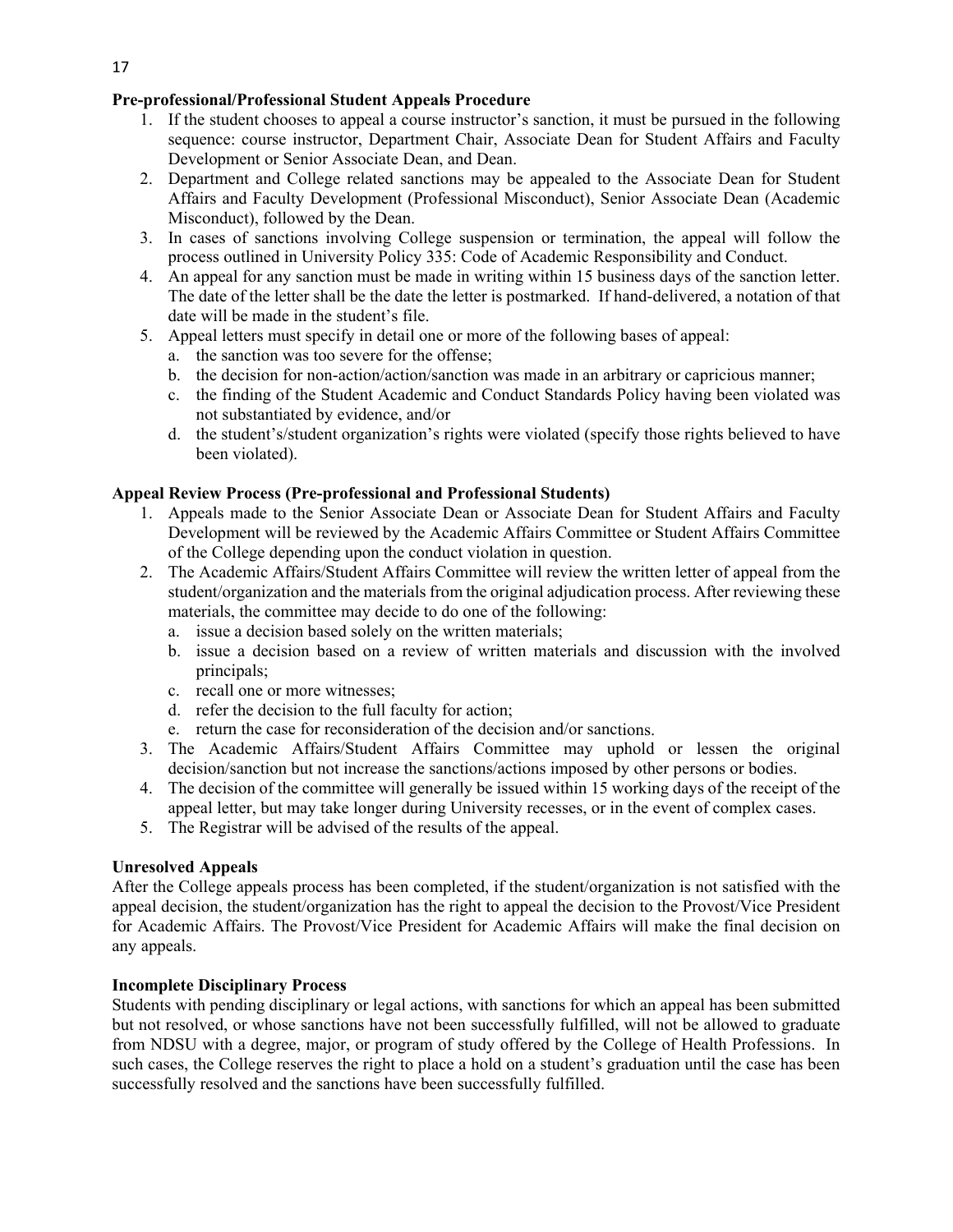**Pre-professional/Professional Student Appeals Procedure**

1. If the student chooses to appeal a course instructor's sanction, it must be pursued in the following sequence: course instructor, Department Chair, Associate Dean for Student Affairs and Faculty Development or Senior Associate Dean, and Dean.
2. Department and College related sanctions may be appealed to the Associate Dean for Student Affairs and Faculty Development (Professional Misconduct), Senior Associate Dean (Academic Misconduct), followed by the Dean.
3. In cases of sanctions involving College suspension or termination, the appeal will follow the process outlined in University Policy 335: Code of Academic Responsibility and Conduct.
4. An appeal for any sanction must be made in writing within 15 business days of the sanction letter. The date of the letter shall be the date the letter is postmarked. If hand-delivered, a notation of that date will be made in the student's file.
5. Appeal letters must specify in detail one or more of the following bases of appeal:
   a. the sanction was too severe for the offense;
   b. the decision for non-action/action/sanction was made in an arbitrary or capricious manner;
   c. the finding of the Student Academic and Conduct Standards Policy having been violated was not substantiated by evidence, and/or
   d. the student's/student organization's rights were violated (specify those rights believed to have been violated).

**Appeal Review Process (Pre-professional and Professional Students)**

1. Appeals made to the Senior Associate Dean or Associate Dean for Student Affairs and Faculty Development will be reviewed by the Academic Affairs Committee or Student Affairs Committee of the College depending upon the conduct violation in question.
2. The Academic Affairs/Student Affairs Committee will review the written letter of appeal from the student/organization and the materials from the original adjudication process. After reviewing these materials, the committee may decide to do one of the following:
   a. issue a decision based solely on the written materials;
   b. issue a decision based on a review of written materials and discussion with the involved principals;
   c. recall one or more witnesses;
   d. refer the decision to the full faculty for action;
   e. return the case for reconsideration of the decision and/or sanctions.
3. The Academic Affairs/Student Affairs Committee may uphold or lessen the original decision/sanction but not increase the sanctions/actions imposed by other persons or bodies.
4. The decision of the committee will generally be issued within 15 working days of the receipt of the appeal letter, but may take longer during University recesses, or in the event of complex cases.
5. The Registrar will be advised of the results of the appeal.

**Unresolved Appeals**

After the College appeals process has been completed, if the student/organization is not satisfied with the appeal decision, the student/organization has the right to appeal the decision to the Provost/Vice President for Academic Affairs. The Provost/Vice President for Academic Affairs will make the final decision on any appeals.

**Incomplete Disciplinary Process**

Students with pending disciplinary or legal actions, with sanctions for which an appeal has been submitted but not resolved, or whose sanctions have not been successfully fulfilled, will not be allowed to graduate from NDSU with a degree, major, or program of study offered by the College of Health Professions. In such cases, the College reserves the right to place a hold on a student's graduation until the case has been successfully resolved and the sanctions have been successfully fulfilled.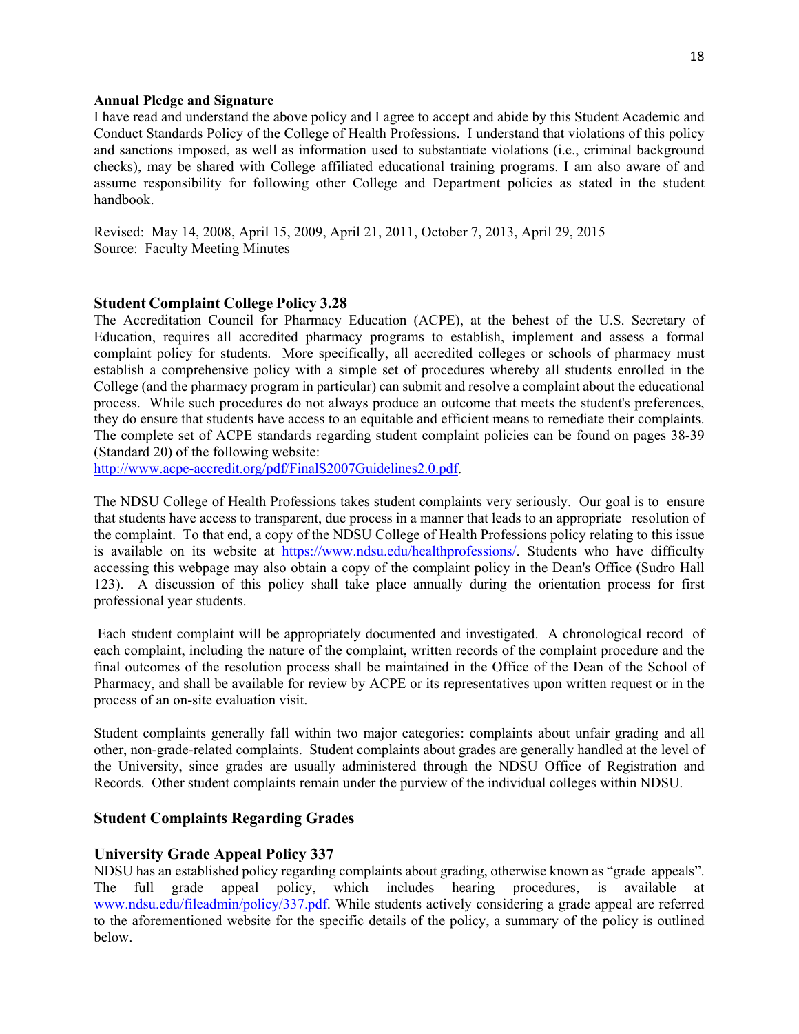**Annual Pledge and Signature**

I have read and understand the above policy and I agree to accept and abide by this Student Academic and Conduct Standards Policy of the College of Health Professions. I understand that violations of this policy and sanctions imposed, as well as information used to substantiate violations (i.e., criminal background checks), may be shared with College affiliated educational training programs. I am also aware of and assume responsibility for following other College and Department policies as stated in the student handbook.

Revised: May 14, 2008, April 15, 2009, April 21, 2011, October 7, 2013, April 29, 2015
Source: Faculty Meeting Minutes

## Student Complaint College Policy 3.28

The Accreditation Council for Pharmacy Education (ACPE), at the behest of the U.S. Secretary of Education, requires all accredited pharmacy programs to establish, implement and assess a formal complaint policy for students. More specifically, all accredited colleges or schools of pharmacy must establish a comprehensive policy with a simple set of procedures whereby all students enrolled in the College (and the pharmacy program in particular) can submit and resolve a complaint about the educational process. While such procedures do not always produce an outcome that meets the student's preferences, they do ensure that students have access to an equitable and efficient means to remediate their complaints. The complete set of ACPE standards regarding student complaint policies can be found on pages 38-39 (Standard 20) of the following website:
http://www.acpe-accredit.org/pdf/FinalS2007Guidelines2.0.pdf.

The NDSU College of Health Professions takes student complaints very seriously. Our goal is to ensure that students have access to transparent, due process in a manner that leads to an appropriate resolution of the complaint. To that end, a copy of the NDSU College of Health Professions policy relating to this issue is available on its website at https://www.ndsu.edu/healthprofessions/. Students who have difficulty accessing this webpage may also obtain a copy of the complaint policy in the Dean's Office (Sudro Hall 123). A discussion of this policy shall take place annually during the orientation process for first professional year students.

Each student complaint will be appropriately documented and investigated. A chronological record of each complaint, including the nature of the complaint, written records of the complaint procedure and the final outcomes of the resolution process shall be maintained in the Office of the Dean of the School of Pharmacy, and shall be available for review by ACPE or its representatives upon written request or in the process of an on-site evaluation visit.

Student complaints generally fall within two major categories: complaints about unfair grading and all other, non-grade-related complaints. Student complaints about grades are generally handled at the level of the University, since grades are usually administered through the NDSU Office of Registration and Records. Other student complaints remain under the purview of the individual colleges within NDSU.

## Student Complaints Regarding Grades

### University Grade Appeal Policy 337

NDSU has an established policy regarding complaints about grading, otherwise known as "grade appeals". The full grade appeal policy, which includes hearing procedures, is available at www.ndsu.edu/fileadmin/policy/337.pdf. While students actively considering a grade appeal are referred to the aforementioned website for the specific details of the policy, a summary of the policy is outlined below.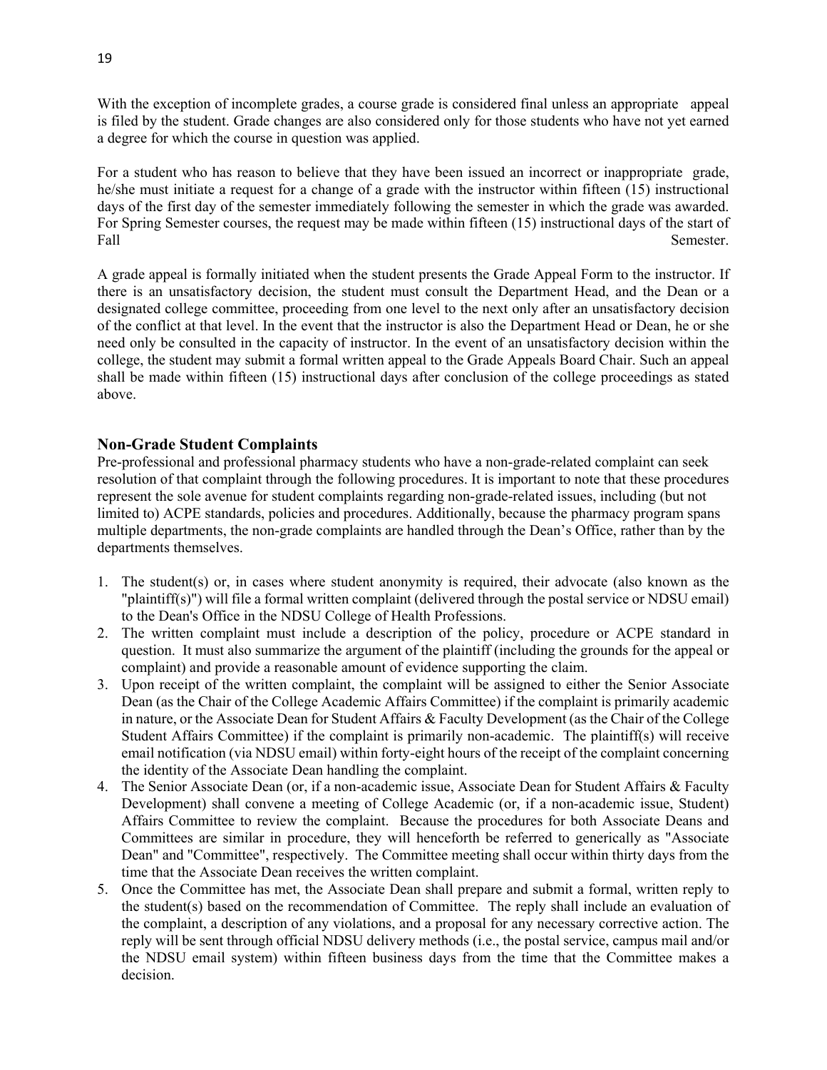With the exception of incomplete grades, a course grade is considered final unless an appropriate appeal is filed by the student. Grade changes are also considered only for those students who have not yet earned a degree for which the course in question was applied.

For a student who has reason to believe that they have been issued an incorrect or inappropriate grade, he/she must initiate a request for a change of a grade with the instructor within fifteen (15) instructional days of the first day of the semester immediately following the semester in which the grade was awarded. For Spring Semester courses, the request may be made within fifteen (15) instructional days of the start of Fall Semester.

A grade appeal is formally initiated when the student presents the Grade Appeal Form to the instructor. If there is an unsatisfactory decision, the student must consult the Department Head, and the Dean or a designated college committee, proceeding from one level to the next only after an unsatisfactory decision of the conflict at that level. In the event that the instructor is also the Department Head or Dean, he or she need only be consulted in the capacity of instructor. In the event of an unsatisfactory decision within the college, the student may submit a formal written appeal to the Grade Appeals Board Chair. Such an appeal shall be made within fifteen (15) instructional days after conclusion of the college proceedings as stated above.

## Non-Grade Student Complaints

Pre-professional and professional pharmacy students who have a non-grade-related complaint can seek resolution of that complaint through the following procedures. It is important to note that these procedures represent the sole avenue for student complaints regarding non-grade-related issues, including (but not limited to) ACPE standards, policies and procedures. Additionally, because the pharmacy program spans multiple departments, the non-grade complaints are handled through the Dean's Office, rather than by the departments themselves.

1. The student(s) or, in cases where student anonymity is required, their advocate (also known as the "plaintiff(s)") will file a formal written complaint (delivered through the postal service or NDSU email) to the Dean's Office in the NDSU College of Health Professions.
2. The written complaint must include a description of the policy, procedure or ACPE standard in question. It must also summarize the argument of the plaintiff (including the grounds for the appeal or complaint) and provide a reasonable amount of evidence supporting the claim.
3. Upon receipt of the written complaint, the complaint will be assigned to either the Senior Associate Dean (as the Chair of the College Academic Affairs Committee) if the complaint is primarily academic in nature, or the Associate Dean for Student Affairs & Faculty Development (as the Chair of the College Student Affairs Committee) if the complaint is primarily non-academic. The plaintiff(s) will receive email notification (via NDSU email) within forty-eight hours of the receipt of the complaint concerning the identity of the Associate Dean handling the complaint.
4. The Senior Associate Dean (or, if a non-academic issue, Associate Dean for Student Affairs & Faculty Development) shall convene a meeting of College Academic (or, if a non-academic issue, Student) Affairs Committee to review the complaint. Because the procedures for both Associate Deans and Committees are similar in procedure, they will henceforth be referred to generically as "Associate Dean" and "Committee", respectively. The Committee meeting shall occur within thirty days from the time that the Associate Dean receives the written complaint.
5. Once the Committee has met, the Associate Dean shall prepare and submit a formal, written reply to the student(s) based on the recommendation of Committee. The reply shall include an evaluation of the complaint, a description of any violations, and a proposal for any necessary corrective action. The reply will be sent through official NDSU delivery methods (i.e., the postal service, campus mail and/or the NDSU email system) within fifteen business days from the time that the Committee makes a decision.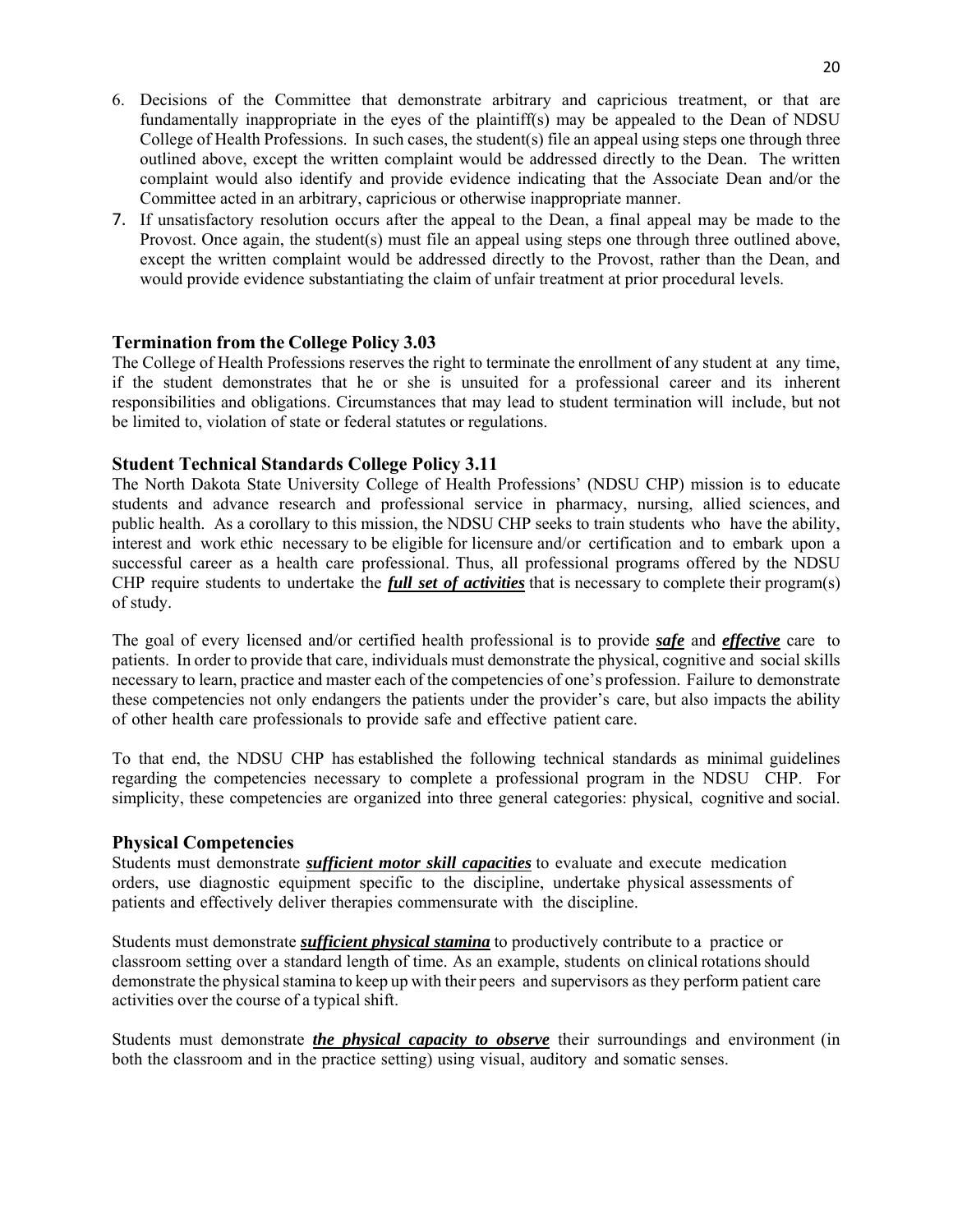6. Decisions of the Committee that demonstrate arbitrary and capricious treatment, or that are fundamentally inappropriate in the eyes of the plaintiff(s) may be appealed to the Dean of NDSU College of Health Professions. In such cases, the student(s) file an appeal using steps one through three outlined above, except the written complaint would be addressed directly to the Dean. The written complaint would also identify and provide evidence indicating that the Associate Dean and/or the Committee acted in an arbitrary, capricious or otherwise inappropriate manner.
7. If unsatisfactory resolution occurs after the appeal to the Dean, a final appeal may be made to the Provost. Once again, the student(s) must file an appeal using steps one through three outlined above, except the written complaint would be addressed directly to the Provost, rather than the Dean, and would provide evidence substantiating the claim of unfair treatment at prior procedural levels.

### Termination from the College Policy 3.03

The College of Health Professions reserves the right to terminate the enrollment of any student at any time, if the student demonstrates that he or she is unsuited for a professional career and its inherent responsibilities and obligations. Circumstances that may lead to student termination will include, but not be limited to, violation of state or federal statutes or regulations.

### Student Technical Standards College Policy 3.11

The North Dakota State University College of Health Professions' (NDSU CHP) mission is to educate students and advance research and professional service in pharmacy, nursing, allied sciences, and public health. As a corollary to this mission, the NDSU CHP seeks to train students who have the ability, interest and work ethic necessary to be eligible for licensure and/or certification and to embark upon a successful career as a health care professional. Thus, all professional programs offered by the NDSU CHP require students to undertake the ***full set of activities*** that is necessary to complete their program(s) of study.

The goal of every licensed and/or certified health professional is to provide ***safe*** and ***effective*** care to patients. In order to provide that care, individuals must demonstrate the physical, cognitive and social skills necessary to learn, practice and master each of the competencies of one's profession. Failure to demonstrate these competencies not only endangers the patients under the provider's care, but also impacts the ability of other health care professionals to provide safe and effective patient care.

To that end, the NDSU CHP has established the following technical standards as minimal guidelines regarding the competencies necessary to complete a professional program in the NDSU CHP. For simplicity, these competencies are organized into three general categories: physical, cognitive and social.

### Physical Competencies

Students must demonstrate ***sufficient motor skill capacities*** to evaluate and execute medication orders, use diagnostic equipment specific to the discipline, undertake physical assessments of patients and effectively deliver therapies commensurate with the discipline.

Students must demonstrate ***sufficient physical stamina*** to productively contribute to a practice or classroom setting over a standard length of time. As an example, students on clinical rotations should demonstrate the physical stamina to keep up with their peers and supervisors as they perform patient care activities over the course of a typical shift.

Students must demonstrate ***the physical capacity to observe*** their surroundings and environment (in both the classroom and in the practice setting) using visual, auditory and somatic senses.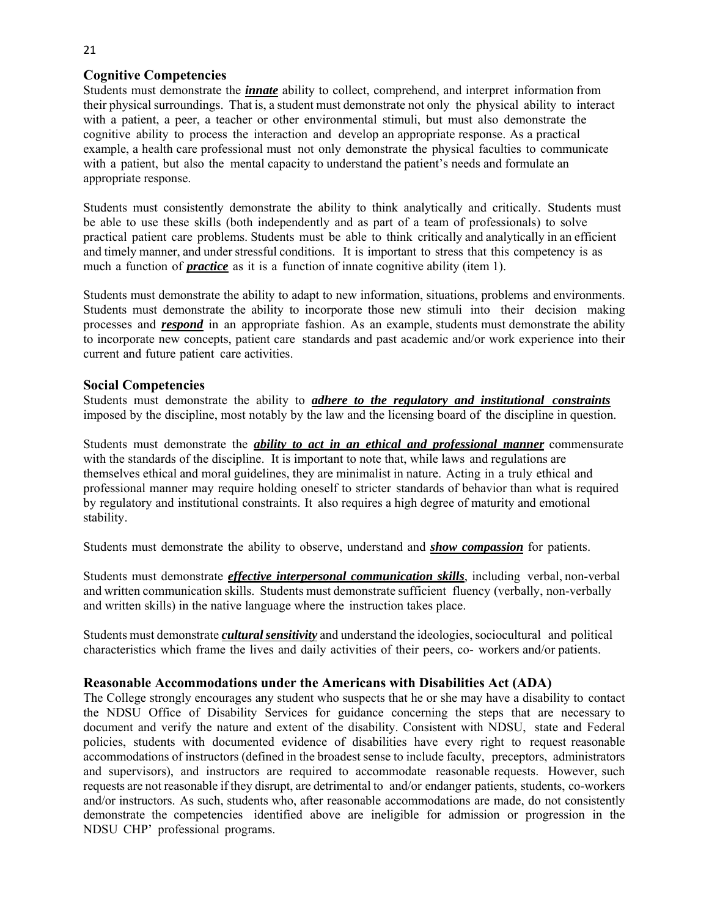## Cognitive Competencies

Students must demonstrate the ***innate*** ability to collect, comprehend, and interpret information from their physical surroundings. That is, a student must demonstrate not only the physical ability to interact with a patient, a peer, a teacher or other environmental stimuli, but must also demonstrate the cognitive ability to process the interaction and develop an appropriate response. As a practical example, a health care professional must not only demonstrate the physical faculties to communicate with a patient, but also the mental capacity to understand the patient's needs and formulate an appropriate response.

Students must consistently demonstrate the ability to think analytically and critically. Students must be able to use these skills (both independently and as part of a team of professionals) to solve practical patient care problems. Students must be able to think critically and analytically in an efficient and timely manner, and under stressful conditions. It is important to stress that this competency is as much a function of ***practice*** as it is a function of innate cognitive ability (item 1).

Students must demonstrate the ability to adapt to new information, situations, problems and environments. Students must demonstrate the ability to incorporate those new stimuli into their decision making processes and ***respond*** in an appropriate fashion. As an example, students must demonstrate the ability to incorporate new concepts, patient care standards and past academic and/or work experience into their current and future patient care activities.

## Social Competencies

Students must demonstrate the ability to ***adhere to the regulatory and institutional constraints*** imposed by the discipline, most notably by the law and the licensing board of the discipline in question.

Students must demonstrate the ***ability to act in an ethical and professional manner*** commensurate with the standards of the discipline. It is important to note that, while laws and regulations are themselves ethical and moral guidelines, they are minimalist in nature. Acting in a truly ethical and professional manner may require holding oneself to stricter standards of behavior than what is required by regulatory and institutional constraints. It also requires a high degree of maturity and emotional stability.

Students must demonstrate the ability to observe, understand and ***show compassion*** for patients.

Students must demonstrate ***effective interpersonal communication skills***, including verbal, non-verbal and written communication skills. Students must demonstrate sufficient fluency (verbally, non-verbally and written skills) in the native language where the instruction takes place.

Students must demonstrate ***cultural sensitivity*** and understand the ideologies, sociocultural and political characteristics which frame the lives and daily activities of their peers, co- workers and/or patients.

## Reasonable Accommodations under the Americans with Disabilities Act (ADA)

The College strongly encourages any student who suspects that he or she may have a disability to contact the NDSU Office of Disability Services for guidance concerning the steps that are necessary to document and verify the nature and extent of the disability. Consistent with NDSU, state and Federal policies, students with documented evidence of disabilities have every right to request reasonable accommodations of instructors (defined in the broadest sense to include faculty, preceptors, administrators and supervisors), and instructors are required to accommodate reasonable requests. However, such requests are not reasonable if they disrupt, are detrimental to and/or endanger patients, students, co-workers and/or instructors. As such, students who, after reasonable accommodations are made, do not consistently demonstrate the competencies identified above are ineligible for admission or progression in the NDSU CHP' professional programs.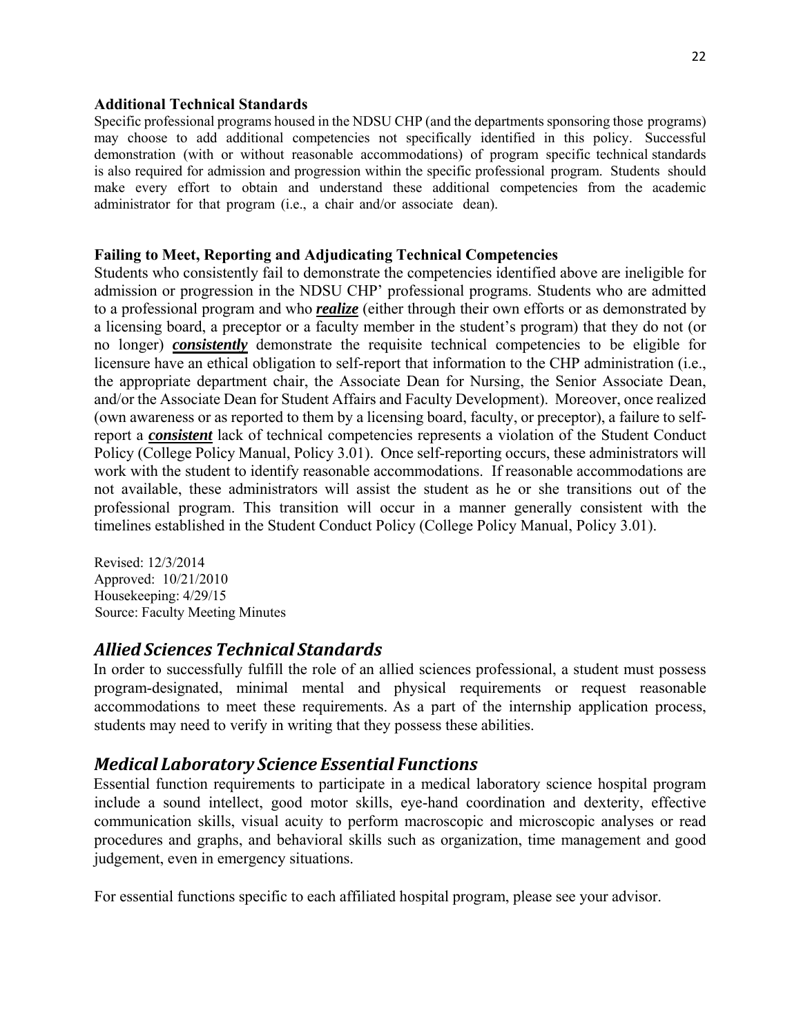**Additional Technical Standards**

Specific professional programs housed in the NDSU CHP (and the departments sponsoring those programs) may choose to add additional competencies not specifically identified in this policy. Successful demonstration (with or without reasonable accommodations) of program specific technical standards is also required for admission and progression within the specific professional program. Students should make every effort to obtain and understand these additional competencies from the academic administrator for that program (i.e., a chair and/or associate dean).

**Failing to Meet, Reporting and Adjudicating Technical Competencies**

Students who consistently fail to demonstrate the competencies identified above are ineligible for admission or progression in the NDSU CHP' professional programs. Students who are admitted to a professional program and who ***realize*** (either through their own efforts or as demonstrated by a licensing board, a preceptor or a faculty member in the student's program) that they do not (or no longer) ***consistently*** demonstrate the requisite technical competencies to be eligible for licensure have an ethical obligation to self-report that information to the CHP administration (i.e., the appropriate department chair, the Associate Dean for Nursing, the Senior Associate Dean, and/or the Associate Dean for Student Affairs and Faculty Development). Moreover, once realized (own awareness or as reported to them by a licensing board, faculty, or preceptor), a failure to self-report a ***consistent*** lack of technical competencies represents a violation of the Student Conduct Policy (College Policy Manual, Policy 3.01). Once self-reporting occurs, these administrators will work with the student to identify reasonable accommodations. If reasonable accommodations are not available, these administrators will assist the student as he or she transitions out of the professional program. This transition will occur in a manner generally consistent with the timelines established in the Student Conduct Policy (College Policy Manual, Policy 3.01).

Revised: 12/3/2014
Approved: 10/21/2010
Housekeeping: 4/29/15
Source: Faculty Meeting Minutes

## *Allied Sciences Technical Standards*

In order to successfully fulfill the role of an allied sciences professional, a student must possess program-designated, minimal mental and physical requirements or request reasonable accommodations to meet these requirements. As a part of the internship application process, students may need to verify in writing that they possess these abilities.

## *Medical Laboratory Science Essential Functions*

Essential function requirements to participate in a medical laboratory science hospital program include a sound intellect, good motor skills, eye-hand coordination and dexterity, effective communication skills, visual acuity to perform macroscopic and microscopic analyses or read procedures and graphs, and behavioral skills such as organization, time management and good judgement, even in emergency situations.

For essential functions specific to each affiliated hospital program, please see your advisor.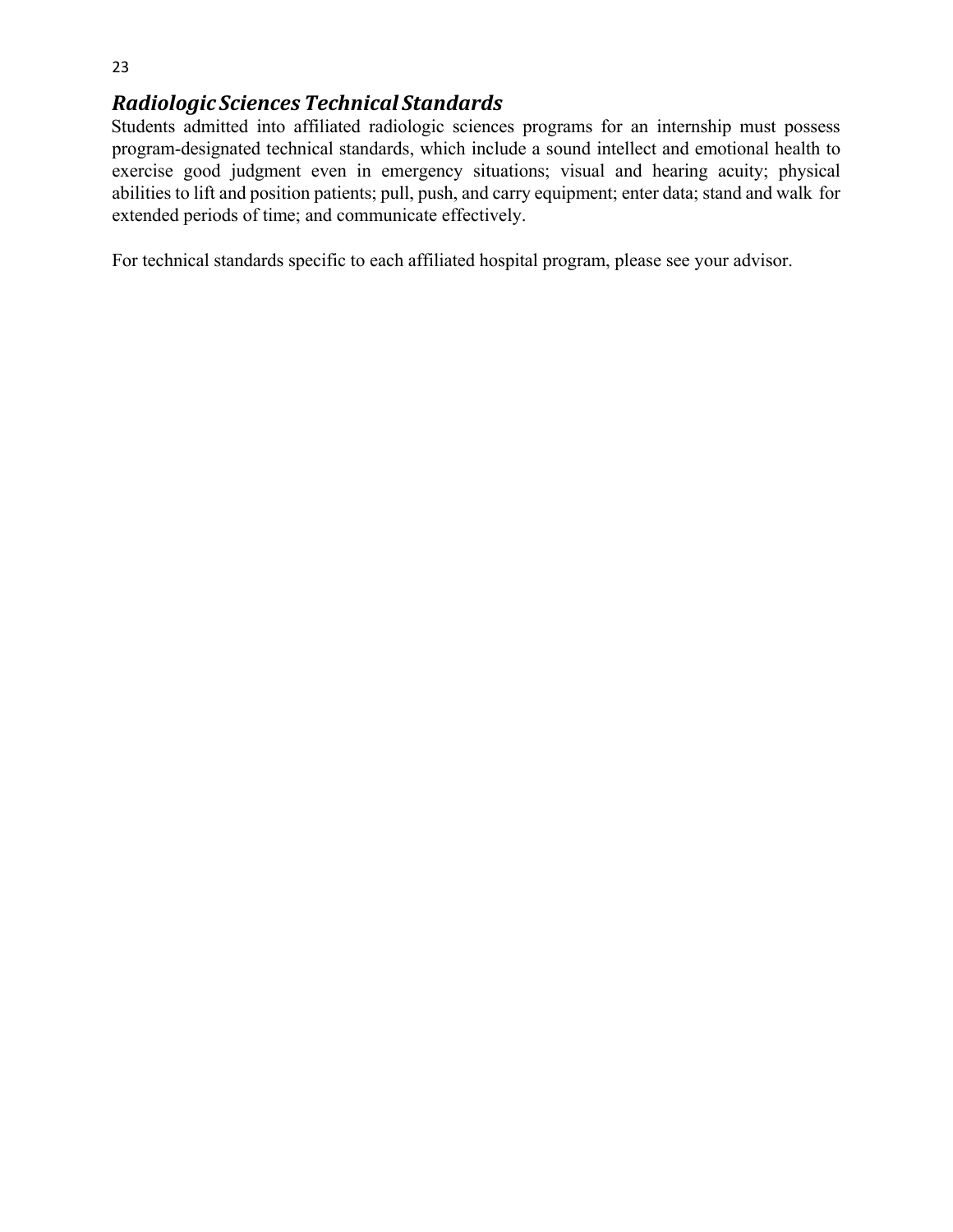### *Radiologic Sciences Technical Standards*

Students admitted into affiliated radiologic sciences programs for an internship must possess program-designated technical standards, which include a sound intellect and emotional health to exercise good judgment even in emergency situations; visual and hearing acuity; physical abilities to lift and position patients; pull, push, and carry equipment; enter data; stand and walk for extended periods of time; and communicate effectively.

For technical standards specific to each affiliated hospital program, please see your advisor.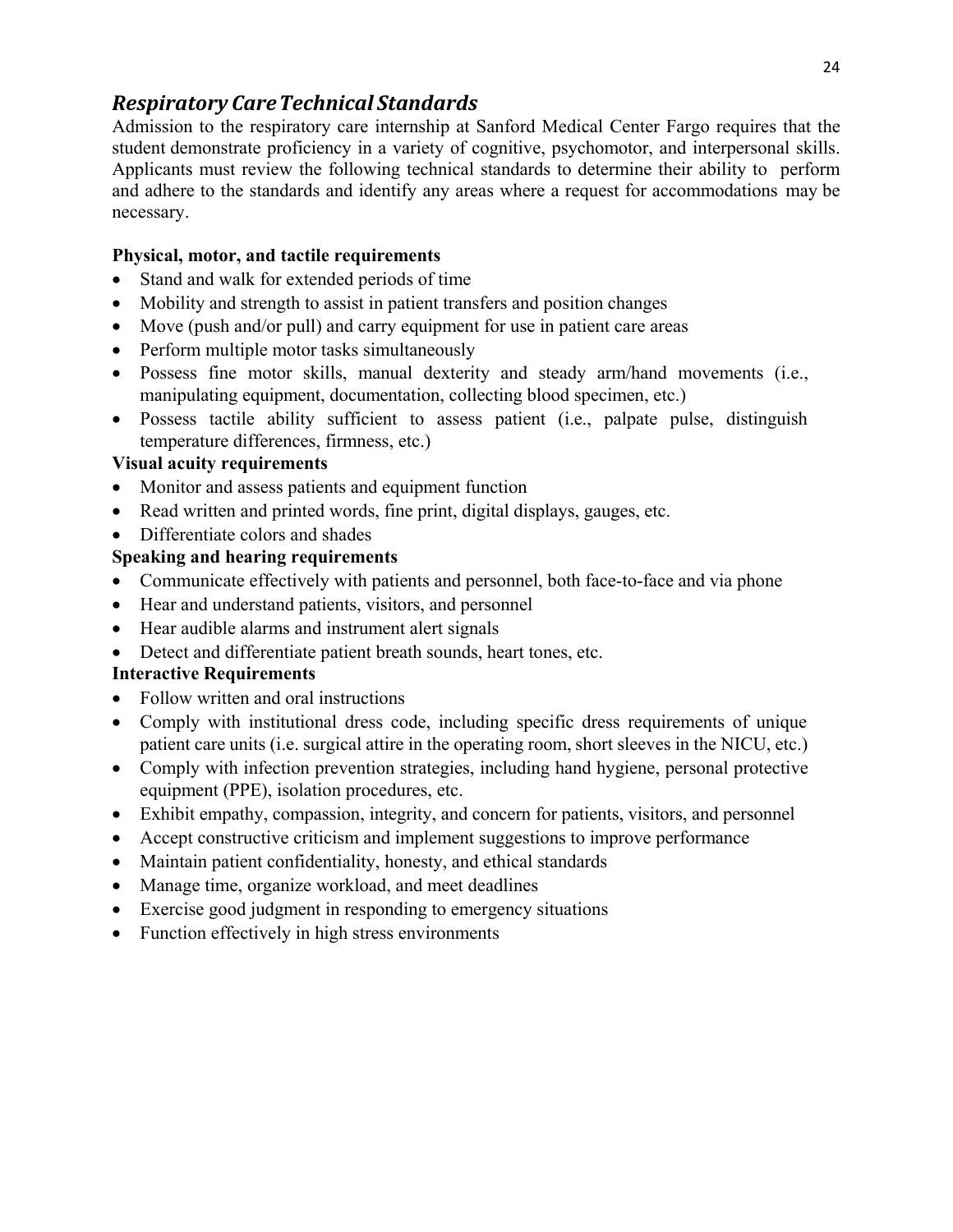## *Respiratory Care Technical Standards*

Admission to the respiratory care internship at Sanford Medical Center Fargo requires that the student demonstrate proficiency in a variety of cognitive, psychomotor, and interpersonal skills. Applicants must review the following technical standards to determine their ability to perform and adhere to the standards and identify any areas where a request for accommodations may be necessary.

**Physical, motor, and tactile requirements**

- Stand and walk for extended periods of time
- Mobility and strength to assist in patient transfers and position changes
- Move (push and/or pull) and carry equipment for use in patient care areas
- Perform multiple motor tasks simultaneously
- Possess fine motor skills, manual dexterity and steady arm/hand movements (i.e., manipulating equipment, documentation, collecting blood specimen, etc.)
- Possess tactile ability sufficient to assess patient (i.e., palpate pulse, distinguish temperature differences, firmness, etc.)

**Visual acuity requirements**

- Monitor and assess patients and equipment function
- Read written and printed words, fine print, digital displays, gauges, etc.
- Differentiate colors and shades

**Speaking and hearing requirements**

- Communicate effectively with patients and personnel, both face-to-face and via phone
- Hear and understand patients, visitors, and personnel
- Hear audible alarms and instrument alert signals
- Detect and differentiate patient breath sounds, heart tones, etc.

**Interactive Requirements**

- Follow written and oral instructions
- Comply with institutional dress code, including specific dress requirements of unique patient care units (i.e. surgical attire in the operating room, short sleeves in the NICU, etc.)
- Comply with infection prevention strategies, including hand hygiene, personal protective equipment (PPE), isolation procedures, etc.
- Exhibit empathy, compassion, integrity, and concern for patients, visitors, and personnel
- Accept constructive criticism and implement suggestions to improve performance
- Maintain patient confidentiality, honesty, and ethical standards
- Manage time, organize workload, and meet deadlines
- Exercise good judgment in responding to emergency situations
- Function effectively in high stress environments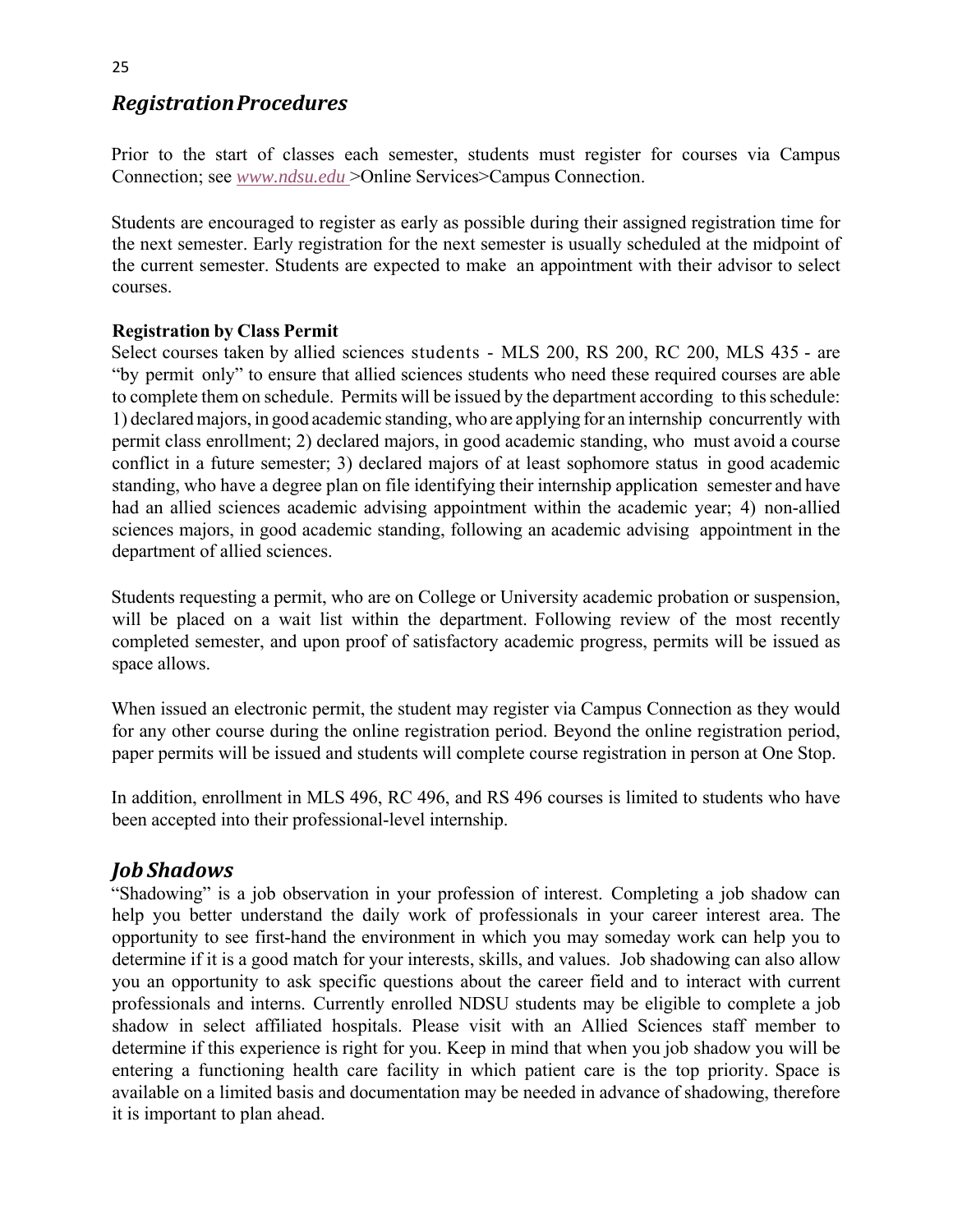## *Registration Procedures*

Prior to the start of classes each semester, students must register for courses via Campus Connection; see *www.ndsu.edu* >Online Services>Campus Connection.

Students are encouraged to register as early as possible during their assigned registration time for the next semester. Early registration for the next semester is usually scheduled at the midpoint of the current semester. Students are expected to make an appointment with their advisor to select courses.

**Registration by Class Permit**

Select courses taken by allied sciences students - MLS 200, RS 200, RC 200, MLS 435 - are "by permit only" to ensure that allied sciences students who need these required courses are able to complete them on schedule. Permits will be issued by the department according to this schedule: 1) declared majors, in good academic standing, who are applying for an internship concurrently with permit class enrollment; 2) declared majors, in good academic standing, who must avoid a course conflict in a future semester; 3) declared majors of at least sophomore status in good academic standing, who have a degree plan on file identifying their internship application semester and have had an allied sciences academic advising appointment within the academic year; 4) non-allied sciences majors, in good academic standing, following an academic advising appointment in the department of allied sciences.

Students requesting a permit, who are on College or University academic probation or suspension, will be placed on a wait list within the department. Following review of the most recently completed semester, and upon proof of satisfactory academic progress, permits will be issued as space allows.

When issued an electronic permit, the student may register via Campus Connection as they would for any other course during the online registration period. Beyond the online registration period, paper permits will be issued and students will complete course registration in person at One Stop.

In addition, enrollment in MLS 496, RC 496, and RS 496 courses is limited to students who have been accepted into their professional-level internship.

## *Job Shadows*

"Shadowing" is a job observation in your profession of interest. Completing a job shadow can help you better understand the daily work of professionals in your career interest area. The opportunity to see first-hand the environment in which you may someday work can help you to determine if it is a good match for your interests, skills, and values. Job shadowing can also allow you an opportunity to ask specific questions about the career field and to interact with current professionals and interns. Currently enrolled NDSU students may be eligible to complete a job shadow in select affiliated hospitals. Please visit with an Allied Sciences staff member to determine if this experience is right for you. Keep in mind that when you job shadow you will be entering a functioning health care facility in which patient care is the top priority. Space is available on a limited basis and documentation may be needed in advance of shadowing, therefore it is important to plan ahead.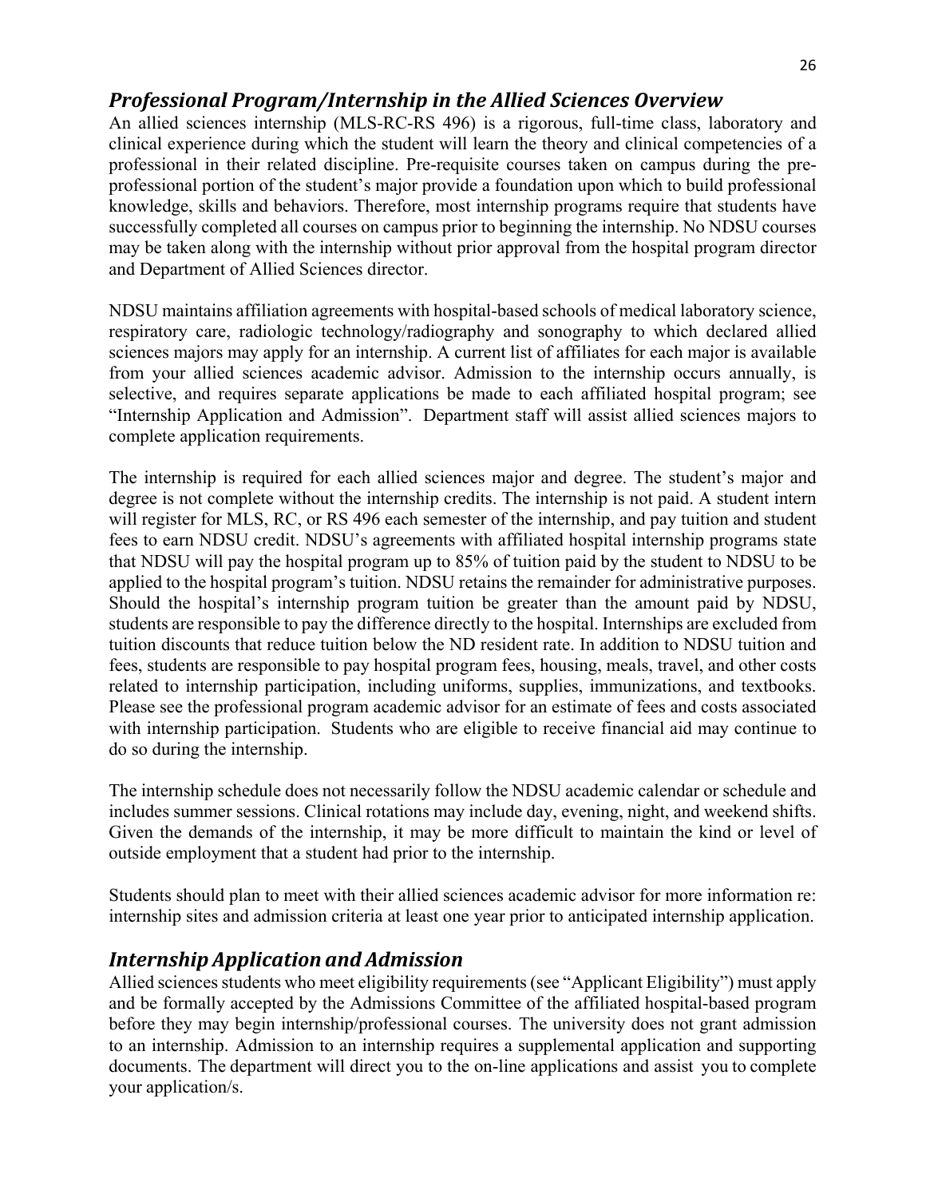## *Professional Program/Internship in the Allied Sciences Overview*

An allied sciences internship (MLS-RC-RS 496) is a rigorous, full-time class, laboratory and clinical experience during which the student will learn the theory and clinical competencies of a professional in their related discipline. Pre-requisite courses taken on campus during the pre-professional portion of the student's major provide a foundation upon which to build professional knowledge, skills and behaviors. Therefore, most internship programs require that students have successfully completed all courses on campus prior to beginning the internship. No NDSU courses may be taken along with the internship without prior approval from the hospital program director and Department of Allied Sciences director.

NDSU maintains affiliation agreements with hospital-based schools of medical laboratory science, respiratory care, radiologic technology/radiography and sonography to which declared allied sciences majors may apply for an internship. A current list of affiliates for each major is available from your allied sciences academic advisor. Admission to the internship occurs annually, is selective, and requires separate applications be made to each affiliated hospital program; see "Internship Application and Admission". Department staff will assist allied sciences majors to complete application requirements.

The internship is required for each allied sciences major and degree. The student's major and degree is not complete without the internship credits. The internship is not paid. A student intern will register for MLS, RC, or RS 496 each semester of the internship, and pay tuition and student fees to earn NDSU credit. NDSU's agreements with affiliated hospital internship programs state that NDSU will pay the hospital program up to 85% of tuition paid by the student to NDSU to be applied to the hospital program's tuition. NDSU retains the remainder for administrative purposes. Should the hospital's internship program tuition be greater than the amount paid by NDSU, students are responsible to pay the difference directly to the hospital. Internships are excluded from tuition discounts that reduce tuition below the ND resident rate. In addition to NDSU tuition and fees, students are responsible to pay hospital program fees, housing, meals, travel, and other costs related to internship participation, including uniforms, supplies, immunizations, and textbooks. Please see the professional program academic advisor for an estimate of fees and costs associated with internship participation. Students who are eligible to receive financial aid may continue to do so during the internship.

The internship schedule does not necessarily follow the NDSU academic calendar or schedule and includes summer sessions. Clinical rotations may include day, evening, night, and weekend shifts. Given the demands of the internship, it may be more difficult to maintain the kind or level of outside employment that a student had prior to the internship.

Students should plan to meet with their allied sciences academic advisor for more information re: internship sites and admission criteria at least one year prior to anticipated internship application.

## *Internship Application and Admission*

Allied sciences students who meet eligibility requirements (see "Applicant Eligibility") must apply and be formally accepted by the Admissions Committee of the affiliated hospital-based program before they may begin internship/professional courses. The university does not grant admission to an internship. Admission to an internship requires a supplemental application and supporting documents. The department will direct you to the on-line applications and assist you to complete your application/s.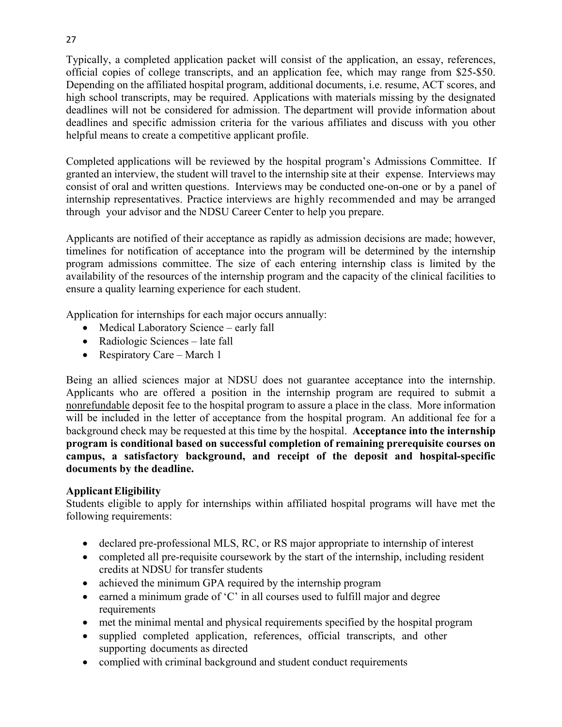Typically, a completed application packet will consist of the application, an essay, references, official copies of college transcripts, and an application fee, which may range from $25-$50. Depending on the affiliated hospital program, additional documents, i.e. resume, ACT scores, and high school transcripts, may be required. Applications with materials missing by the designated deadlines will not be considered for admission. The department will provide information about deadlines and specific admission criteria for the various affiliates and discuss with you other helpful means to create a competitive applicant profile.

Completed applications will be reviewed by the hospital program's Admissions Committee. If granted an interview, the student will travel to the internship site at their expense. Interviews may consist of oral and written questions. Interviews may be conducted one-on-one or by a panel of internship representatives. Practice interviews are highly recommended and may be arranged through your advisor and the NDSU Career Center to help you prepare.

Applicants are notified of their acceptance as rapidly as admission decisions are made; however, timelines for notification of acceptance into the program will be determined by the internship program admissions committee. The size of each entering internship class is limited by the availability of the resources of the internship program and the capacity of the clinical facilities to ensure a quality learning experience for each student.

Application for internships for each major occurs annually:

- Medical Laboratory Science – early fall
- Radiologic Sciences – late fall
- Respiratory Care – March 1

Being an allied sciences major at NDSU does not guarantee acceptance into the internship. Applicants who are offered a position in the internship program are required to submit a nonrefundable deposit fee to the hospital program to assure a place in the class. More information will be included in the letter of acceptance from the hospital program. An additional fee for a background check may be requested at this time by the hospital. **Acceptance into the internship program is conditional based on successful completion of remaining prerequisite courses on campus, a satisfactory background, and receipt of the deposit and hospital-specific documents by the deadline.**

**Applicant Eligibility**

Students eligible to apply for internships within affiliated hospital programs will have met the following requirements:

- declared pre-professional MLS, RC, or RS major appropriate to internship of interest
- completed all pre-requisite coursework by the start of the internship, including resident credits at NDSU for transfer students
- achieved the minimum GPA required by the internship program
- earned a minimum grade of 'C' in all courses used to fulfill major and degree requirements
- met the minimal mental and physical requirements specified by the hospital program
- supplied completed application, references, official transcripts, and other supporting documents as directed
- complied with criminal background and student conduct requirements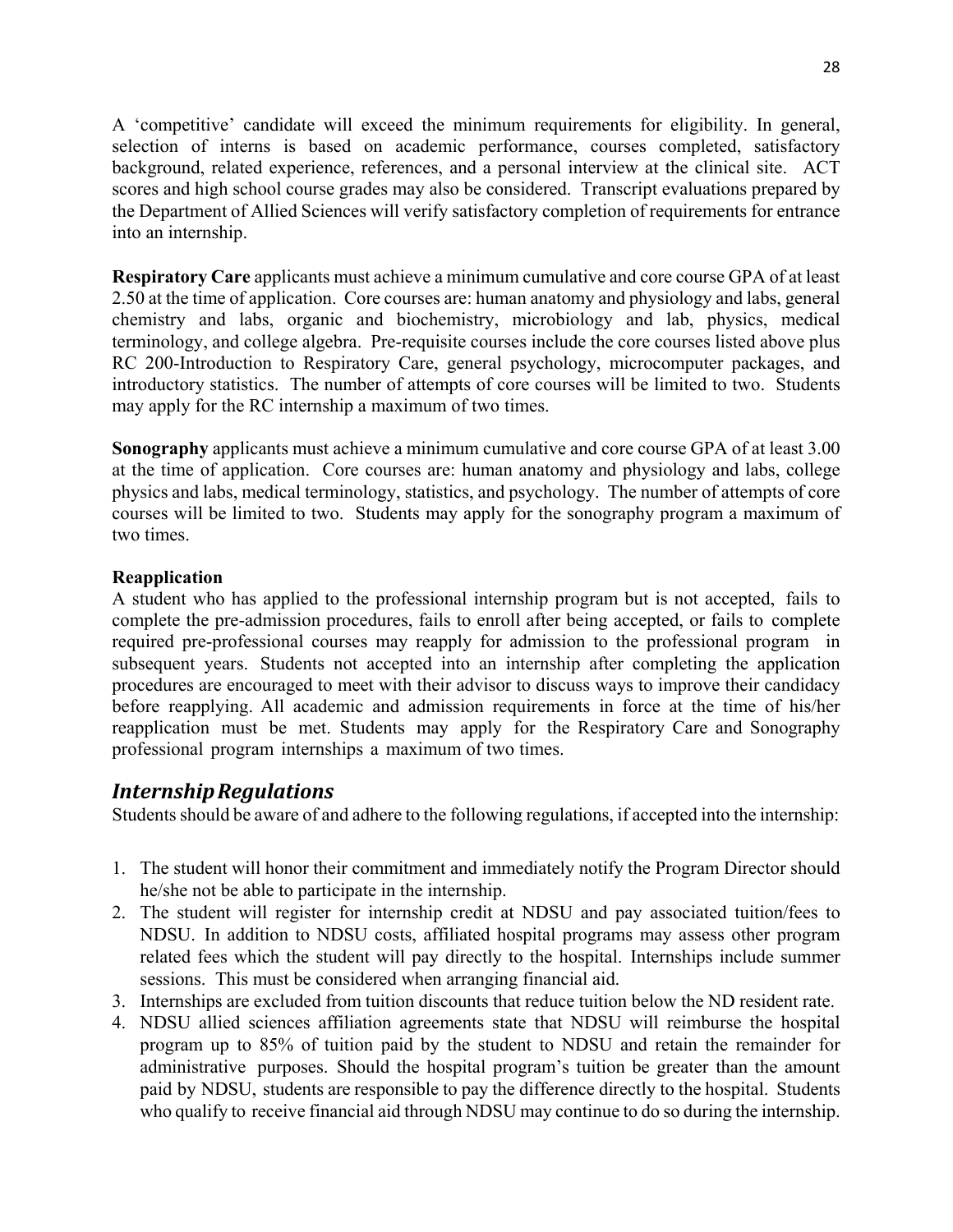A 'competitive' candidate will exceed the minimum requirements for eligibility. In general, selection of interns is based on academic performance, courses completed, satisfactory background, related experience, references, and a personal interview at the clinical site. ACT scores and high school course grades may also be considered. Transcript evaluations prepared by the Department of Allied Sciences will verify satisfactory completion of requirements for entrance into an internship.

**Respiratory Care** applicants must achieve a minimum cumulative and core course GPA of at least 2.50 at the time of application. Core courses are: human anatomy and physiology and labs, general chemistry and labs, organic and biochemistry, microbiology and lab, physics, medical terminology, and college algebra. Pre-requisite courses include the core courses listed above plus RC 200-Introduction to Respiratory Care, general psychology, microcomputer packages, and introductory statistics. The number of attempts of core courses will be limited to two. Students may apply for the RC internship a maximum of two times.

**Sonography** applicants must achieve a minimum cumulative and core course GPA of at least 3.00 at the time of application. Core courses are: human anatomy and physiology and labs, college physics and labs, medical terminology, statistics, and psychology. The number of attempts of core courses will be limited to two. Students may apply for the sonography program a maximum of two times.

**Reapplication**

A student who has applied to the professional internship program but is not accepted, fails to complete the pre-admission procedures, fails to enroll after being accepted, or fails to complete required pre-professional courses may reapply for admission to the professional program in subsequent years. Students not accepted into an internship after completing the application procedures are encouraged to meet with their advisor to discuss ways to improve their candidacy before reapplying. All academic and admission requirements in force at the time of his/her reapplication must be met. Students may apply for the Respiratory Care and Sonography professional program internships a maximum of two times.

## *Internship Regulations*

Students should be aware of and adhere to the following regulations, if accepted into the internship:

1. The student will honor their commitment and immediately notify the Program Director should he/she not be able to participate in the internship.
2. The student will register for internship credit at NDSU and pay associated tuition/fees to NDSU. In addition to NDSU costs, affiliated hospital programs may assess other program related fees which the student will pay directly to the hospital. Internships include summer sessions. This must be considered when arranging financial aid.
3. Internships are excluded from tuition discounts that reduce tuition below the ND resident rate.
4. NDSU allied sciences affiliation agreements state that NDSU will reimburse the hospital program up to 85% of tuition paid by the student to NDSU and retain the remainder for administrative purposes. Should the hospital program's tuition be greater than the amount paid by NDSU, students are responsible to pay the difference directly to the hospital. Students who qualify to receive financial aid through NDSU may continue to do so during the internship.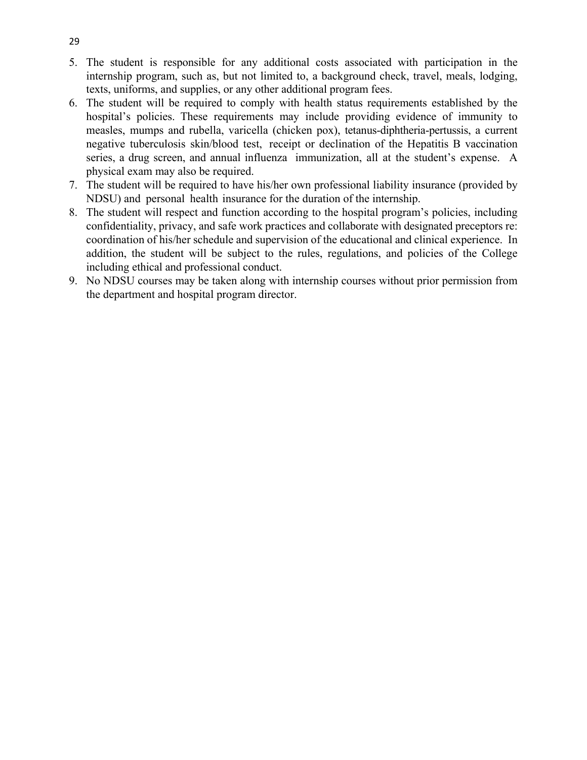5. The student is responsible for any additional costs associated with participation in the internship program, such as, but not limited to, a background check, travel, meals, lodging, texts, uniforms, and supplies, or any other additional program fees.
6. The student will be required to comply with health status requirements established by the hospital's policies. These requirements may include providing evidence of immunity to measles, mumps and rubella, varicella (chicken pox), tetanus-diphtheria-pertussis, a current negative tuberculosis skin/blood test, receipt or declination of the Hepatitis B vaccination series, a drug screen, and annual influenza immunization, all at the student's expense. A physical exam may also be required.
7. The student will be required to have his/her own professional liability insurance (provided by NDSU) and personal health insurance for the duration of the internship.
8. The student will respect and function according to the hospital program's policies, including confidentiality, privacy, and safe work practices and collaborate with designated preceptors re: coordination of his/her schedule and supervision of the educational and clinical experience. In addition, the student will be subject to the rules, regulations, and policies of the College including ethical and professional conduct.
9. No NDSU courses may be taken along with internship courses without prior permission from the department and hospital program director.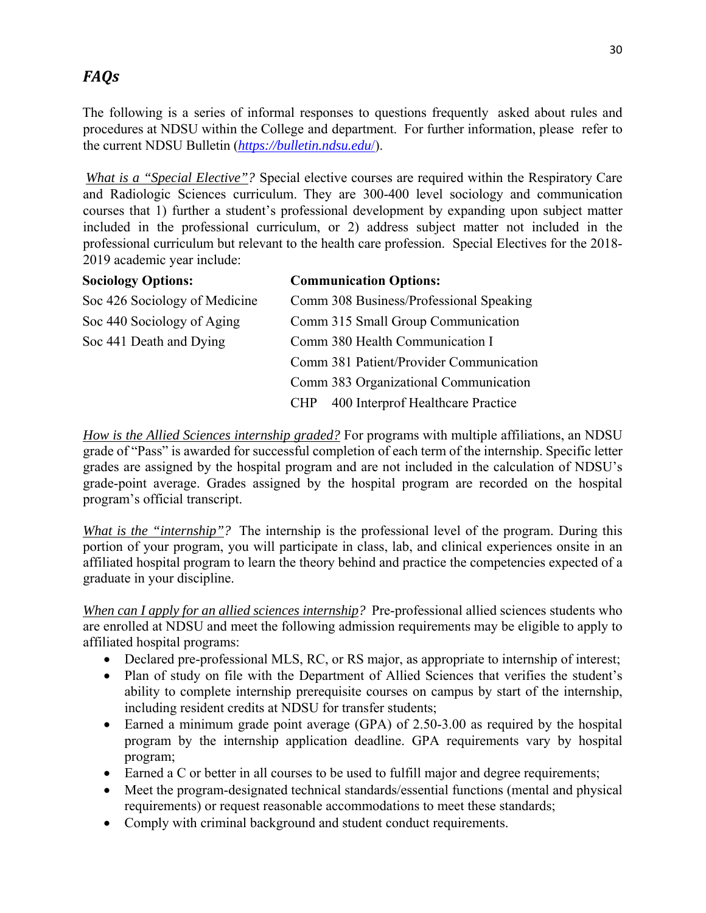## *FAQs*

The following is a series of informal responses to questions frequently asked about rules and procedures at NDSU within the College and department. For further information, please refer to the current NDSU Bulletin (*https://bulletin.ndsu.edu/*).

*What is a "Special Elective"?* Special elective courses are required within the Respiratory Care and Radiologic Sciences curriculum. They are 300-400 level sociology and communication courses that 1) further a student's professional development by expanding upon subject matter included in the professional curriculum, or 2) address subject matter not included in the professional curriculum but relevant to the health care profession. Special Electives for the 2018-2019 academic year include:

| **Sociology Options:** | **Communication Options:** |
|---|---|
| Soc 426 Sociology of Medicine | Comm 308 Business/Professional Speaking |
| Soc 440 Sociology of Aging | Comm 315 Small Group Communication |
| Soc 441 Death and Dying | Comm 380 Health Communication I |
| | Comm 381 Patient/Provider Communication |
| | Comm 383 Organizational Communication |
| | CHP 400 Interprof Healthcare Practice |

*How is the Allied Sciences internship graded?* For programs with multiple affiliations, an NDSU grade of "Pass" is awarded for successful completion of each term of the internship. Specific letter grades are assigned by the hospital program and are not included in the calculation of NDSU's grade-point average. Grades assigned by the hospital program are recorded on the hospital program's official transcript.

*What is the "internship"?* The internship is the professional level of the program. During this portion of your program, you will participate in class, lab, and clinical experiences onsite in an affiliated hospital program to learn the theory behind and practice the competencies expected of a graduate in your discipline.

*When can I apply for an allied sciences internship?* Pre-professional allied sciences students who are enrolled at NDSU and meet the following admission requirements may be eligible to apply to affiliated hospital programs:

- Declared pre-professional MLS, RC, or RS major, as appropriate to internship of interest;
- Plan of study on file with the Department of Allied Sciences that verifies the student's ability to complete internship prerequisite courses on campus by start of the internship, including resident credits at NDSU for transfer students;
- Earned a minimum grade point average (GPA) of 2.50-3.00 as required by the hospital program by the internship application deadline. GPA requirements vary by hospital program;
- Earned a C or better in all courses to be used to fulfill major and degree requirements;
- Meet the program-designated technical standards/essential functions (mental and physical requirements) or request reasonable accommodations to meet these standards;
- Comply with criminal background and student conduct requirements.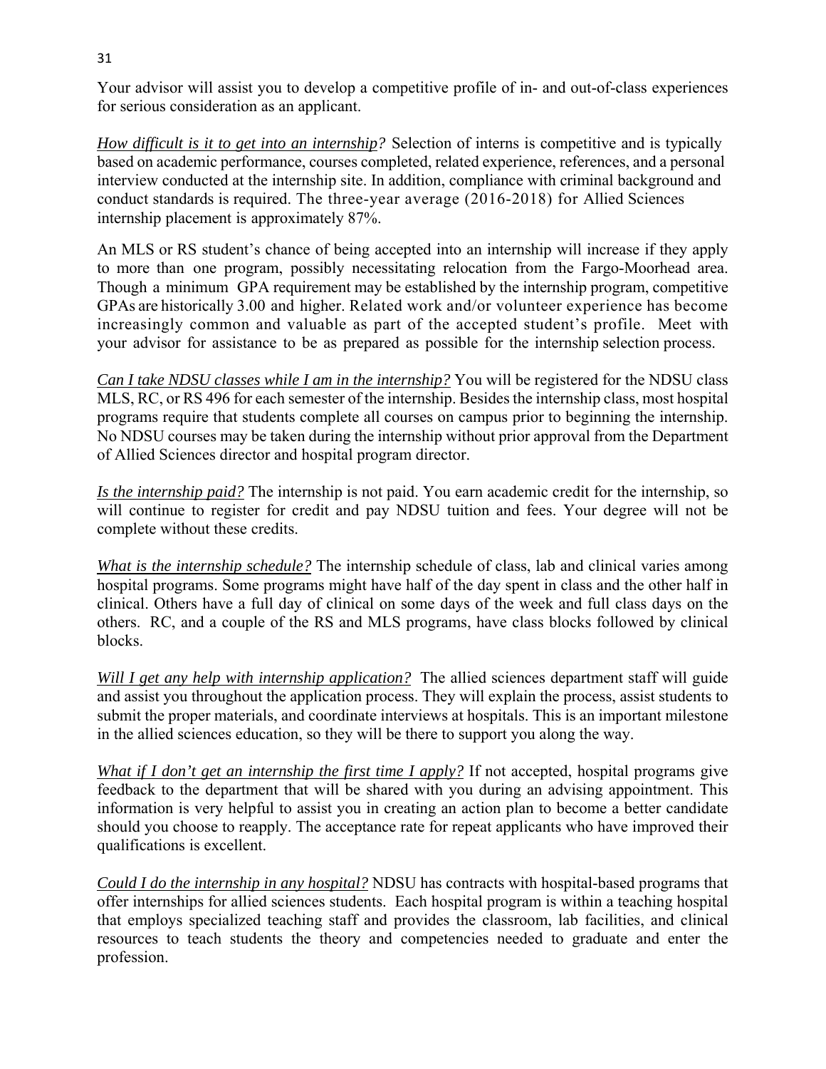Your advisor will assist you to develop a competitive profile of in- and out-of-class experiences for serious consideration as an applicant.

*How difficult is it to get into an internship?* Selection of interns is competitive and is typically based on academic performance, courses completed, related experience, references, and a personal interview conducted at the internship site. In addition, compliance with criminal background and conduct standards is required. The three-year average (2016-2018) for Allied Sciences internship placement is approximately 87%.

An MLS or RS student's chance of being accepted into an internship will increase if they apply to more than one program, possibly necessitating relocation from the Fargo-Moorhead area. Though a minimum GPA requirement may be established by the internship program, competitive GPAs are historically 3.00 and higher. Related work and/or volunteer experience has become increasingly common and valuable as part of the accepted student's profile. Meet with your advisor for assistance to be as prepared as possible for the internship selection process.

*Can I take NDSU classes while I am in the internship?* You will be registered for the NDSU class MLS, RC, or RS 496 for each semester of the internship. Besides the internship class, most hospital programs require that students complete all courses on campus prior to beginning the internship. No NDSU courses may be taken during the internship without prior approval from the Department of Allied Sciences director and hospital program director.

*Is the internship paid?* The internship is not paid. You earn academic credit for the internship, so will continue to register for credit and pay NDSU tuition and fees. Your degree will not be complete without these credits.

*What is the internship schedule?* The internship schedule of class, lab and clinical varies among hospital programs. Some programs might have half of the day spent in class and the other half in clinical. Others have a full day of clinical on some days of the week and full class days on the others. RC, and a couple of the RS and MLS programs, have class blocks followed by clinical blocks.

*Will I get any help with internship application?* The allied sciences department staff will guide and assist you throughout the application process. They will explain the process, assist students to submit the proper materials, and coordinate interviews at hospitals. This is an important milestone in the allied sciences education, so they will be there to support you along the way.

*What if I don't get an internship the first time I apply?* If not accepted, hospital programs give feedback to the department that will be shared with you during an advising appointment. This information is very helpful to assist you in creating an action plan to become a better candidate should you choose to reapply. The acceptance rate for repeat applicants who have improved their qualifications is excellent.

*Could I do the internship in any hospital?* NDSU has contracts with hospital-based programs that offer internships for allied sciences students. Each hospital program is within a teaching hospital that employs specialized teaching staff and provides the classroom, lab facilities, and clinical resources to teach students the theory and competencies needed to graduate and enter the profession.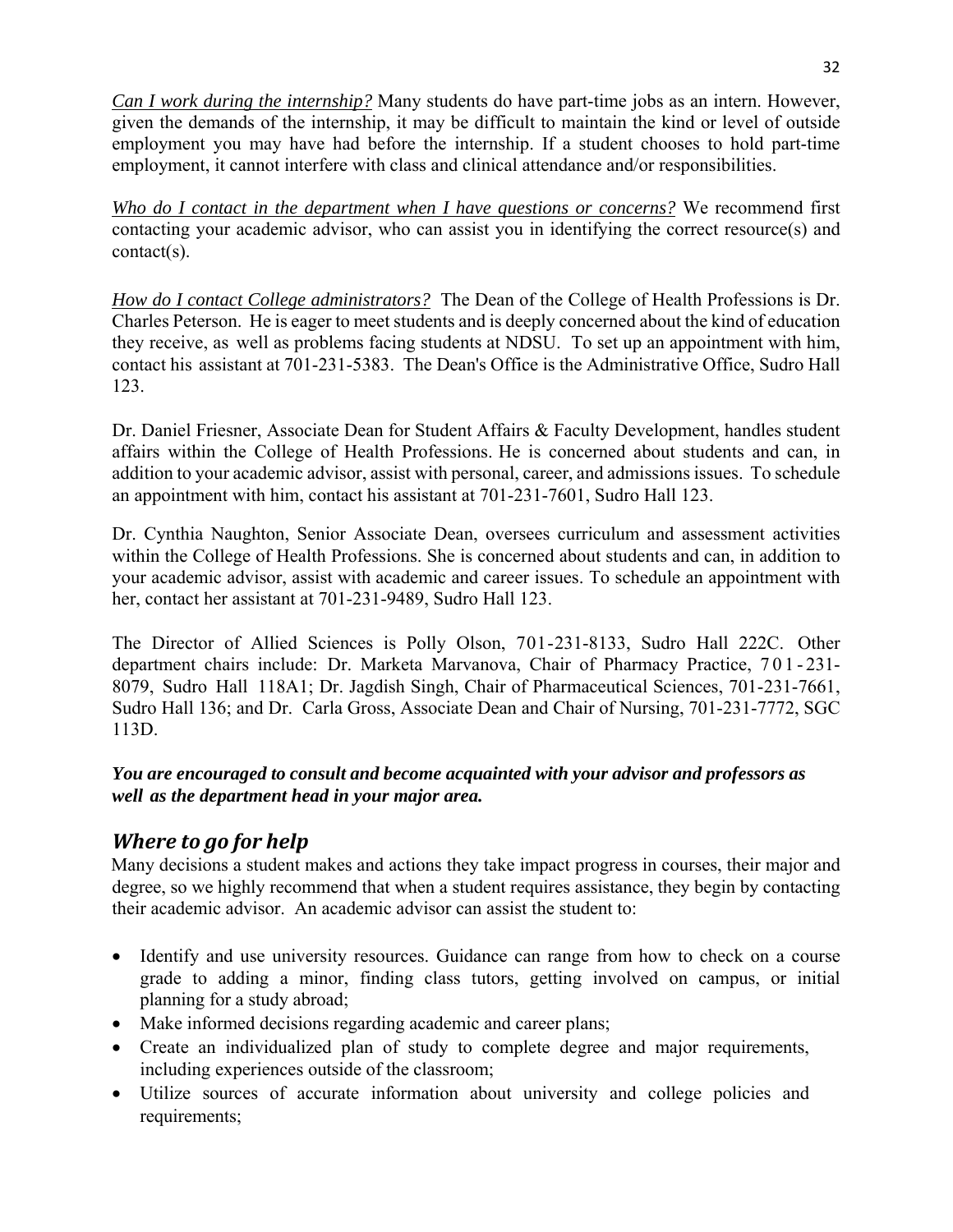*Can I work during the internship?* Many students do have part-time jobs as an intern. However, given the demands of the internship, it may be difficult to maintain the kind or level of outside employment you may have had before the internship. If a student chooses to hold part-time employment, it cannot interfere with class and clinical attendance and/or responsibilities.

*Who do I contact in the department when I have questions or concerns?* We recommend first contacting your academic advisor, who can assist you in identifying the correct resource(s) and contact(s).

*How do I contact College administrators?* The Dean of the College of Health Professions is Dr. Charles Peterson. He is eager to meet students and is deeply concerned about the kind of education they receive, as well as problems facing students at NDSU. To set up an appointment with him, contact his assistant at 701-231-5383. The Dean's Office is the Administrative Office, Sudro Hall 123.

Dr. Daniel Friesner, Associate Dean for Student Affairs & Faculty Development, handles student affairs within the College of Health Professions. He is concerned about students and can, in addition to your academic advisor, assist with personal, career, and admissions issues. To schedule an appointment with him, contact his assistant at 701-231-7601, Sudro Hall 123.

Dr. Cynthia Naughton, Senior Associate Dean, oversees curriculum and assessment activities within the College of Health Professions. She is concerned about students and can, in addition to your academic advisor, assist with academic and career issues. To schedule an appointment with her, contact her assistant at 701-231-9489, Sudro Hall 123.

The Director of Allied Sciences is Polly Olson, 701-231-8133, Sudro Hall 222C. Other department chairs include: Dr. Marketa Marvanova, Chair of Pharmacy Practice, 701-231-8079, Sudro Hall 118A1; Dr. Jagdish Singh, Chair of Pharmaceutical Sciences, 701-231-7661, Sudro Hall 136; and Dr. Carla Gross, Associate Dean and Chair of Nursing, 701-231-7772, SGC 113D.

***You are encouraged to consult and become acquainted with your advisor and professors as well as the department head in your major area.***

## *Where to go for help*

Many decisions a student makes and actions they take impact progress in courses, their major and degree, so we highly recommend that when a student requires assistance, they begin by contacting their academic advisor. An academic advisor can assist the student to:

- Identify and use university resources. Guidance can range from how to check on a course grade to adding a minor, finding class tutors, getting involved on campus, or initial planning for a study abroad;
- Make informed decisions regarding academic and career plans;
- Create an individualized plan of study to complete degree and major requirements, including experiences outside of the classroom;
- Utilize sources of accurate information about university and college policies and requirements;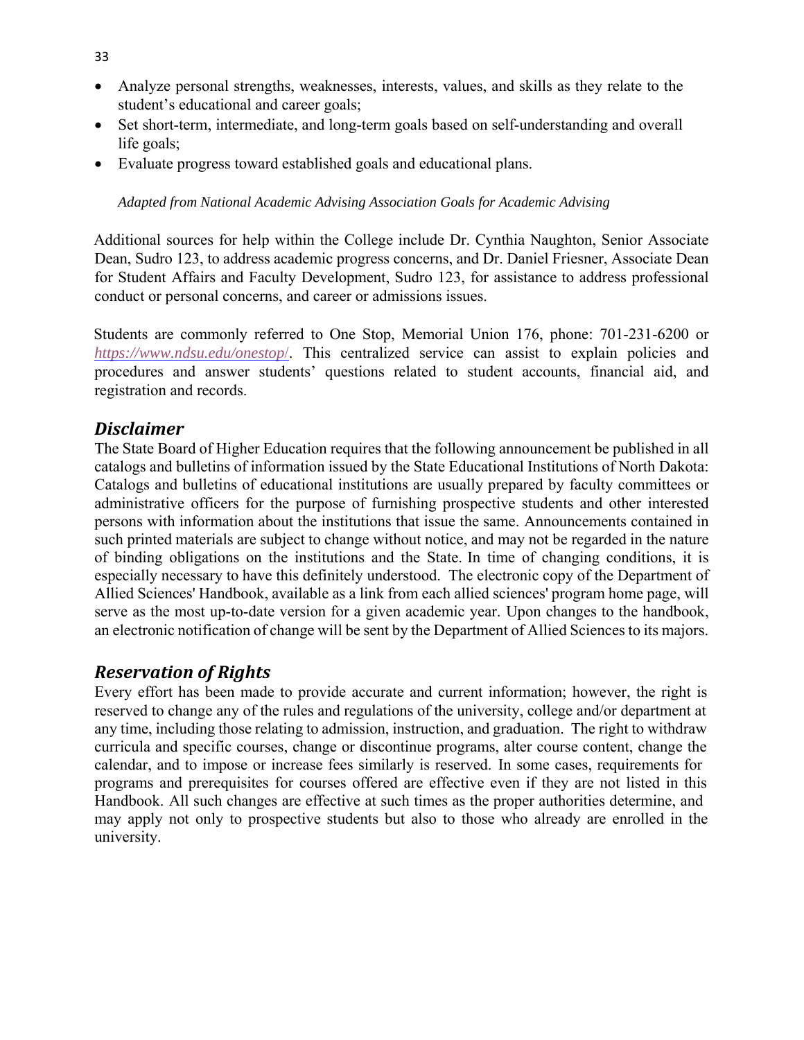- Analyze personal strengths, weaknesses, interests, values, and skills as they relate to the student's educational and career goals;
- Set short-term, intermediate, and long-term goals based on self-understanding and overall life goals;
- Evaluate progress toward established goals and educational plans.

*Adapted from National Academic Advising Association Goals for Academic Advising*

Additional sources for help within the College include Dr. Cynthia Naughton, Senior Associate Dean, Sudro 123, to address academic progress concerns, and Dr. Daniel Friesner, Associate Dean for Student Affairs and Faculty Development, Sudro 123, for assistance to address professional conduct or personal concerns, and career or admissions issues.

Students are commonly referred to One Stop, Memorial Union 176, phone: 701-231-6200 or *https://www.ndsu.edu/onestop/*. This centralized service can assist to explain policies and procedures and answer students' questions related to student accounts, financial aid, and registration and records.

## *Disclaimer*

The State Board of Higher Education requires that the following announcement be published in all catalogs and bulletins of information issued by the State Educational Institutions of North Dakota: Catalogs and bulletins of educational institutions are usually prepared by faculty committees or administrative officers for the purpose of furnishing prospective students and other interested persons with information about the institutions that issue the same. Announcements contained in such printed materials are subject to change without notice, and may not be regarded in the nature of binding obligations on the institutions and the State. In time of changing conditions, it is especially necessary to have this definitely understood. The electronic copy of the Department of Allied Sciences' Handbook, available as a link from each allied sciences' program home page, will serve as the most up-to-date version for a given academic year. Upon changes to the handbook, an electronic notification of change will be sent by the Department of Allied Sciences to its majors.

## *Reservation of Rights*

Every effort has been made to provide accurate and current information; however, the right is reserved to change any of the rules and regulations of the university, college and/or department at any time, including those relating to admission, instruction, and graduation. The right to withdraw curricula and specific courses, change or discontinue programs, alter course content, change the calendar, and to impose or increase fees similarly is reserved. In some cases, requirements for programs and prerequisites for courses offered are effective even if they are not listed in this Handbook. All such changes are effective at such times as the proper authorities determine, and may apply not only to prospective students but also to those who already are enrolled in the university.